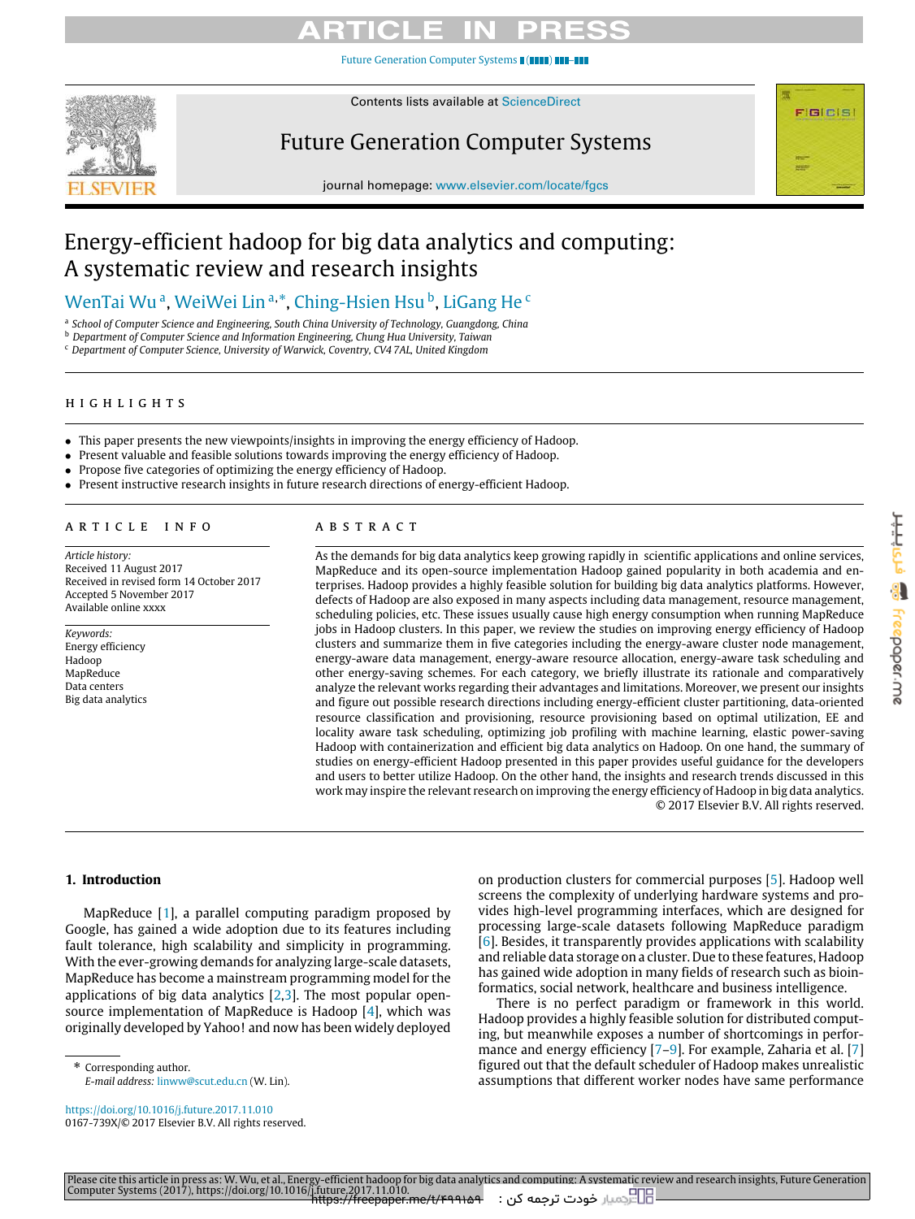# Energy-efficient hadoop for big data analytics and computing: A systematic review and research insights

WenTai Wu [a], WeiWei Lin [a,*], Ching-Hsien Hsu [b], LiGang He [c]

[a] *School of Computer Science and Engineering, South China University of Technology, Guangdong, China*
[b] *Department of Computer Science and Information Engineering, Chung Hua University, Taiwan*
[c] *Department of Computer Science, University of Warwick, Coventry, CV4 7AL, United Kingdom*

## HIGHLIGHTS

- This paper presents the new viewpoints/insights in improving the energy efficiency of Hadoop.
- Present valuable and feasible solutions towards improving the energy efficiency of Hadoop.
- Propose five categories of optimizing the energy efficiency of Hadoop.
- Present instructive research insights in future research directions of energy-efficient Hadoop.

## ARTICLE INFO

*Article history:*
Received 11 August 2017
Received in revised form 14 October 2017
Accepted 5 November 2017
Available online xxxx

*Keywords:*
Energy efficiency
Hadoop
MapReduce
Data centers
Big data analytics

## ABSTRACT

As the demands for big data analytics keep growing rapidly in scientific applications and online services, MapReduce and its open-source implementation Hadoop gained popularity in both academia and enterprises. Hadoop provides a highly feasible solution for building big data analytics platforms. However, defects of Hadoop are also exposed in many aspects including data management, resource management, scheduling policies, etc. These issues usually cause high energy consumption when running MapReduce jobs in Hadoop clusters. In this paper, we review the studies on improving energy efficiency of Hadoop clusters and summarize them in five categories including the energy-aware cluster node management, energy-aware data management, energy-aware resource allocation, energy-aware task scheduling and other energy-saving schemes. For each category, we briefly illustrate its rationale and comparatively analyze the relevant works regarding their advantages and limitations. Moreover, we present our insights and figure out possible research directions including energy-efficient cluster partitioning, data-oriented resource classification and provisioning, resource provisioning based on optimal utilization, EE and locality aware task scheduling, optimizing job profiling with machine learning, elastic power-saving Hadoop with containerization and efficient big data analytics on Hadoop. On one hand, the summary of studies on energy-efficient Hadoop presented in this paper provides useful guidance for the developers and users to better utilize Hadoop. On the other hand, the insights and research trends discussed in this work may inspire the relevant research on improving the energy efficiency of Hadoop in big data analytics.

© 2017 Elsevier B.V. All rights reserved.

## 1. Introduction

MapReduce [1], a parallel computing paradigm proposed by Google, has gained a wide adoption due to its features including fault tolerance, high scalability and simplicity in programming. With the ever-growing demands for analyzing large-scale datasets, MapReduce has become a mainstream programming model for the applications of big data analytics [2,3]. The most popular open-source implementation of MapReduce is Hadoop [4], which was originally developed by Yahoo! and now has been widely deployed on production clusters for commercial purposes [5]. Hadoop well screens the complexity of underlying hardware systems and provides high-level programming interfaces, which are designed for processing large-scale datasets following MapReduce paradigm [6]. Besides, it transparently provides applications with scalability and reliable data storage on a cluster. Due to these features, Hadoop has gained wide adoption in many fields of research such as bioinformatics, social network, healthcare and business intelligence.

There is no perfect paradigm or framework in this world. Hadoop provides a highly feasible solution for distributed computing, but meanwhile exposes a number of shortcomings in performance and energy efficiency [7–9]. For example, Zaharia et al. [7] figured out that the default scheduler of Hadoop makes unrealistic assumptions that different worker nodes have same performance

\* Corresponding author.
*E-mail address:* linww@scut.edu.cn (W. Lin).

https://doi.org/10.1016/j.future.2017.11.010
0167-739X/© 2017 Elsevier B.V. All rights reserved.

Please cite this article in press as: W. Wu, et al., Energy-efficient hadoop for big data analytics and computing: A systematic review and research insights, Future Generation Computer Systems (2017), https://doi.org/10.1016/j.future.2017.11.010.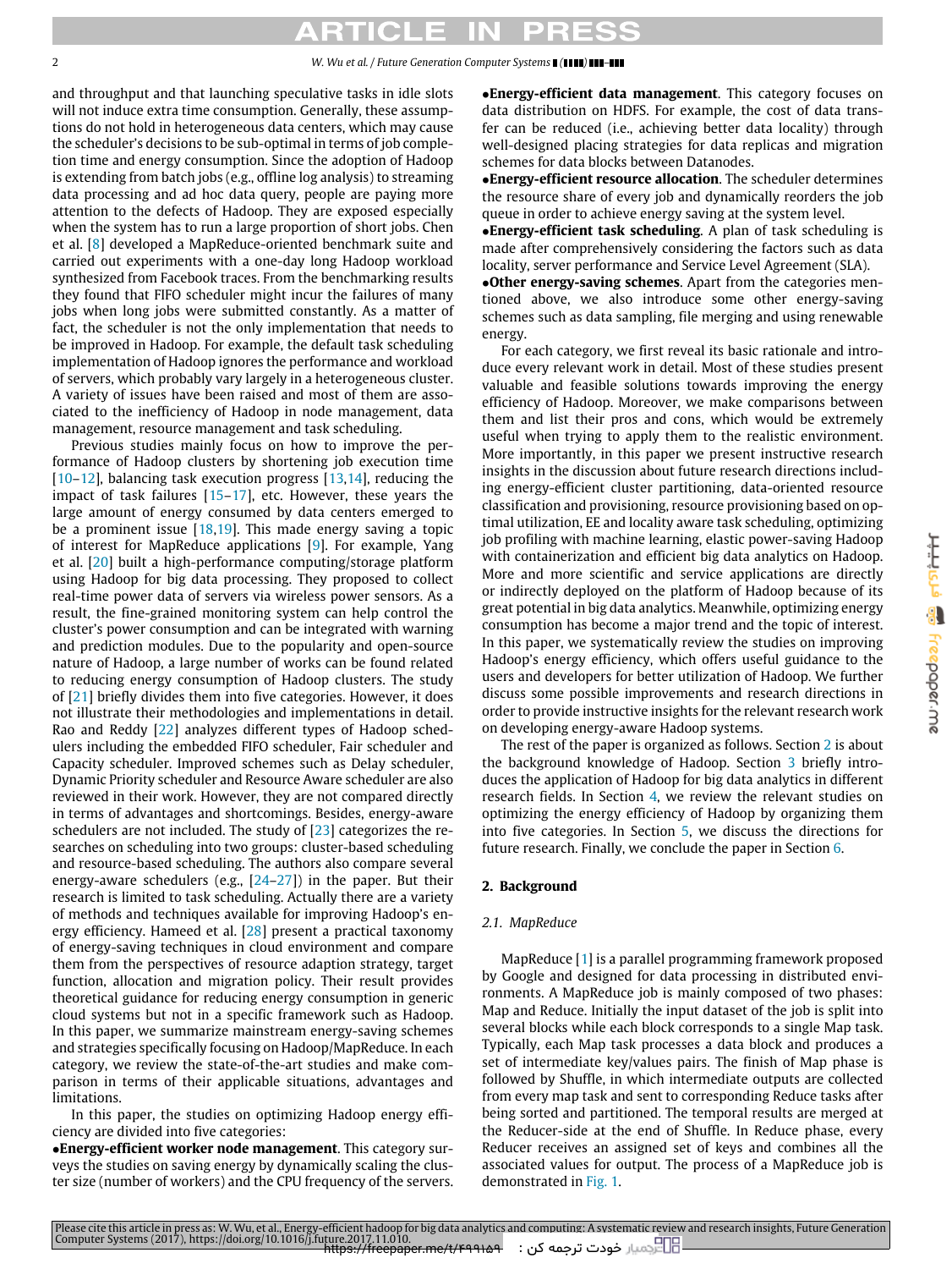and throughput and that launching speculative tasks in idle slots will not induce extra time consumption. Generally, these assumptions do not hold in heterogeneous data centers, which may cause the scheduler's decisions to be sub-optimal in terms of job completion time and energy consumption. Since the adoption of Hadoop is extending from batch jobs (e.g., offline log analysis) to streaming data processing and ad hoc data query, people are paying more attention to the defects of Hadoop. They are exposed especially when the system has to run a large proportion of short jobs. Chen et al. [8] developed a MapReduce-oriented benchmark suite and carried out experiments with a one-day long Hadoop workload synthesized from Facebook traces. From the benchmarking results they found that FIFO scheduler might incur the failures of many jobs when long jobs were submitted constantly. As a matter of fact, the scheduler is not the only implementation that needs to be improved in Hadoop. For example, the default task scheduling implementation of Hadoop ignores the performance and workload of servers, which probably vary largely in a heterogeneous cluster. A variety of issues have been raised and most of them are associated to the inefficiency of Hadoop in node management, data management, resource management and task scheduling.

Previous studies mainly focus on how to improve the performance of Hadoop clusters by shortening job execution time [10–12], balancing task execution progress [13,14], reducing the impact of task failures [15–17], etc. However, these years the large amount of energy consumed by data centers emerged to be a prominent issue [18,19]. This made energy saving a topic of interest for MapReduce applications [9]. For example, Yang et al. [20] built a high-performance computing/storage platform using Hadoop for big data processing. They proposed to collect real-time power data of servers via wireless power sensors. As a result, the fine-grained monitoring system can help control the cluster's power consumption and can be integrated with warning and prediction modules. Due to the popularity and open-source nature of Hadoop, a large number of works can be found related to reducing energy consumption of Hadoop clusters. The study of [21] briefly divides them into five categories. However, it does not illustrate their methodologies and implementations in detail. Rao and Reddy [22] analyzes different types of Hadoop schedulers including the embedded FIFO scheduler, Fair scheduler and Capacity scheduler. Improved schemes such as Delay scheduler, Dynamic Priority scheduler and Resource Aware scheduler are also reviewed in their work. However, they are not compared directly in terms of advantages and shortcomings. Besides, energy-aware schedulers are not included. The study of [23] categorizes the researches on scheduling into two groups: cluster-based scheduling and resource-based scheduling. The authors also compare several energy-aware schedulers (e.g., [24–27]) in the paper. But their research is limited to task scheduling. Actually there are a variety of methods and techniques available for improving Hadoop's energy efficiency. Hameed et al. [28] present a practical taxonomy of energy-saving techniques in cloud environment and compare them from the perspectives of resource adaption strategy, target function, allocation and migration policy. Their result provides theoretical guidance for reducing energy consumption in generic cloud systems but not in a specific framework such as Hadoop. In this paper, we summarize mainstream energy-saving schemes and strategies specifically focusing on Hadoop/MapReduce. In each category, we review the state-of-the-art studies and make comparison in terms of their applicable situations, advantages and limitations.

In this paper, the studies on optimizing Hadoop energy efficiency are divided into five categories:

- **Energy-efficient worker node management**. This category surveys the studies on saving energy by dynamically scaling the cluster size (number of workers) and the CPU frequency of the servers.
- **Energy-efficient data management**. This category focuses on data distribution on HDFS. For example, the cost of data transfer can be reduced (i.e., achieving better data locality) through well-designed placing strategies for data replicas and migration schemes for data blocks between Datanodes.
- **Energy-efficient resource allocation**. The scheduler determines the resource share of every job and dynamically reorders the job queue in order to achieve energy saving at the system level.
- **Energy-efficient task scheduling**. A plan of task scheduling is made after comprehensively considering the factors such as data locality, server performance and Service Level Agreement (SLA).
- **Other energy-saving schemes**. Apart from the categories mentioned above, we also introduce some other energy-saving schemes such as data sampling, file merging and using renewable energy.

For each category, we first reveal its basic rationale and introduce every relevant work in detail. Most of these studies present valuable and feasible solutions towards improving the energy efficiency of Hadoop. Moreover, we make comparisons between them and list their pros and cons, which would be extremely useful when trying to apply them to the realistic environment. More importantly, in this paper we present instructive research insights in the discussion about future research directions including energy-efficient cluster partitioning, data-oriented resource classification and provisioning, resource provisioning based on optimal utilization, EE and locality aware task scheduling, optimizing job profiling with machine learning, elastic power-saving Hadoop with containerization and efficient big data analytics on Hadoop. More and more scientific and service applications are directly or indirectly deployed on the platform of Hadoop because of its great potential in big data analytics. Meanwhile, optimizing energy consumption has become a major trend and the topic of interest. In this paper, we systematically review the studies on improving Hadoop's energy efficiency, which offers useful guidance to the users and developers for better utilization of Hadoop. We further discuss some possible improvements and research directions in order to provide instructive insights for the relevant research work on developing energy-aware Hadoop systems.

The rest of the paper is organized as follows. Section 2 is about the background knowledge of Hadoop. Section 3 briefly introduces the application of Hadoop for big data analytics in different research fields. In Section 4, we review the relevant studies on optimizing the energy efficiency of Hadoop by organizing them into five categories. In Section 5, we discuss the directions for future research. Finally, we conclude the paper in Section 6.

## 2. Background

### 2.1. MapReduce

MapReduce [1] is a parallel programming framework proposed by Google and designed for data processing in distributed environments. A MapReduce job is mainly composed of two phases: Map and Reduce. Initially the input dataset of the job is split into several blocks while each block corresponds to a single Map task. Typically, each Map task processes a data block and produces a set of intermediate key/values pairs. The finish of Map phase is followed by Shuffle, in which intermediate outputs are collected from every map task and sent to corresponding Reduce tasks after being sorted and partitioned. The temporal results are merged at the Reducer-side at the end of Shuffle. In Reduce phase, every Reducer receives an assigned set of keys and combines all the associated values for output. The process of a MapReduce job is demonstrated in Fig. 1.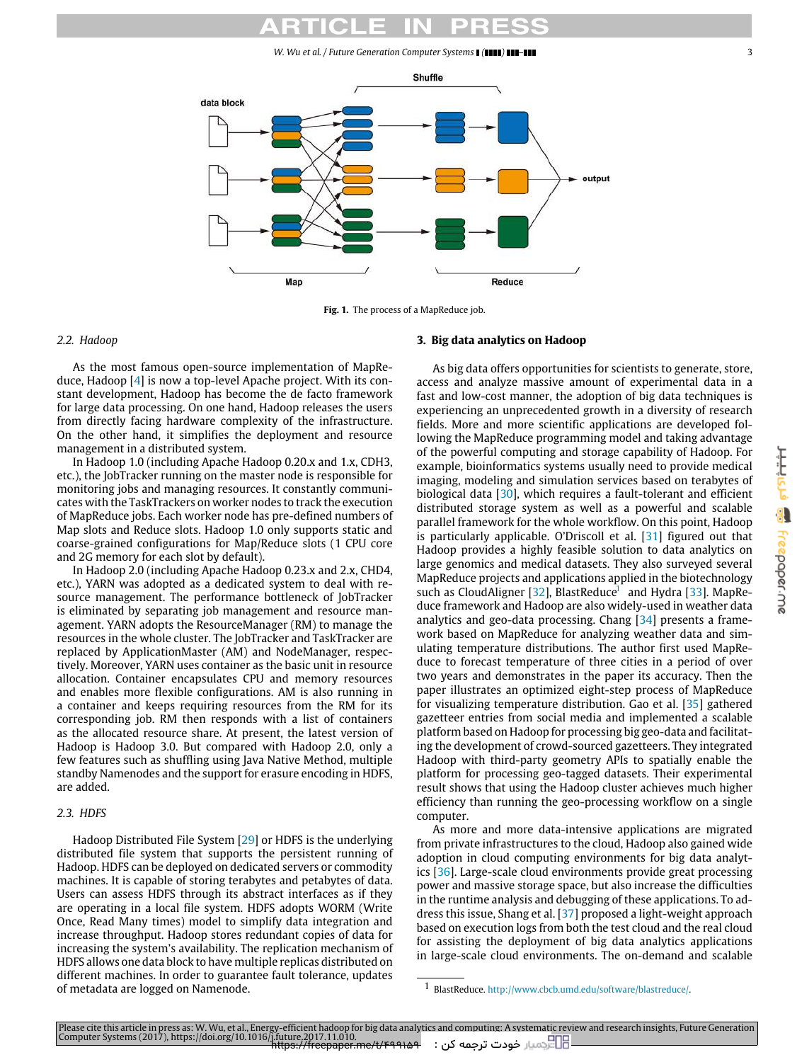**Fig. 1.** The process of a MapReduce job.

### 2.2. Hadoop

As the most famous open-source implementation of MapReduce, Hadoop [4] is now a top-level Apache project. With its constant development, Hadoop has become the de facto framework for large data processing. On one hand, Hadoop releases the users from directly facing hardware complexity of the infrastructure. On the other hand, it simplifies the deployment and resource management in a distributed system.

In Hadoop 1.0 (including Apache Hadoop 0.20.x and 1.x, CDH3, etc.), the JobTracker running on the master node is responsible for monitoring jobs and managing resources. It constantly communicates with the TaskTrackers on worker nodes to track the execution of MapReduce jobs. Each worker node has pre-defined numbers of Map slots and Reduce slots. Hadoop 1.0 only supports static and coarse-grained configurations for Map/Reduce slots (1 CPU core and 2G memory for each slot by default).

In Hadoop 2.0 (including Apache Hadoop 0.23.x and 2.x, CHD4, etc.), YARN was adopted as a dedicated system to deal with resource management. The performance bottleneck of JobTracker is eliminated by separating job management and resource management. YARN adopts the ResourceManager (RM) to manage the resources in the whole cluster. The JobTracker and TaskTracker are replaced by ApplicationMaster (AM) and NodeManager, respectively. Moreover, YARN uses container as the basic unit in resource allocation. Container encapsulates CPU and memory resources and enables more flexible configurations. AM is also running in a container and keeps requiring resources from the RM for its corresponding job. RM then responds with a list of containers as the allocated resource share. At present, the latest version of Hadoop is Hadoop 3.0. But compared with Hadoop 2.0, only a few features such as shuffling using Java Native Method, multiple standby Namenodes and the support for erasure encoding in HDFS, are added.

### 2.3. HDFS

Hadoop Distributed File System [29] or HDFS is the underlying distributed file system that supports the persistent running of Hadoop. HDFS can be deployed on dedicated servers or commodity machines. It is capable of storing terabytes and petabytes of data. Users can assess HDFS through its abstract interfaces as if they are operating in a local file system. HDFS adopts WORM (Write Once, Read Many times) model to simplify data integration and increase throughput. Hadoop stores redundant copies of data for increasing the system's availability. The replication mechanism of HDFS allows one data block to have multiple replicas distributed on different machines. In order to guarantee fault tolerance, updates of metadata are logged on Namenode.

## 3. Big data analytics on Hadoop

As big data offers opportunities for scientists to generate, store, access and analyze massive amount of experimental data in a fast and low-cost manner, the adoption of big data techniques is experiencing an unprecedented growth in a diversity of research fields. More and more scientific applications are developed following the MapReduce programming model and taking advantage of the powerful computing and storage capability of Hadoop. For example, bioinformatics systems usually need to provide medical imaging, modeling and simulation services based on terabytes of biological data [30], which requires a fault-tolerant and efficient distributed storage system as well as a powerful and scalable parallel framework for the whole workflow. On this point, Hadoop is particularly applicable. O'Driscoll et al. [31] figured out that Hadoop provides a highly feasible solution to data analytics on large genomics and medical datasets. They also surveyed several MapReduce projects and applications applied in the biotechnology such as CloudAligner [32], BlastReduce[1] and Hydra [33]. MapReduce framework and Hadoop are also widely-used in weather data analytics and geo-data processing. Chang [34] presents a framework based on MapReduce for analyzing weather data and simulating temperature distributions. The author first used MapReduce to forecast temperature of three cities in a period of over two years and demonstrates in the paper its accuracy. Then the paper illustrates an optimized eight-step process of MapReduce for visualizing temperature distribution. Gao et al. [35] gathered gazetteer entries from social media and implemented a scalable platform based on Hadoop for processing big geo-data and facilitating the development of crowd-sourced gazetteers. They integrated Hadoop with third-party geometry APIs to spatially enable the platform for processing geo-tagged datasets. Their experimental result shows that using the Hadoop cluster achieves much higher efficiency than running the geo-processing workflow on a single computer.

As more and more data-intensive applications are migrated from private infrastructures to the cloud, Hadoop also gained wide adoption in cloud computing environments for big data analytics [36]. Large-scale cloud environments provide great processing power and massive storage space, but also increase the difficulties in the runtime analysis and debugging of these applications. To address this issue, Shang et al. [37] proposed a light-weight approach based on execution logs from both the test cloud and the real cloud for assisting the deployment of big data analytics applications in large-scale cloud environments. The on-demand and scalable

[1] BlastReduce. http://www.cbcb.umd.edu/software/blastreduce/.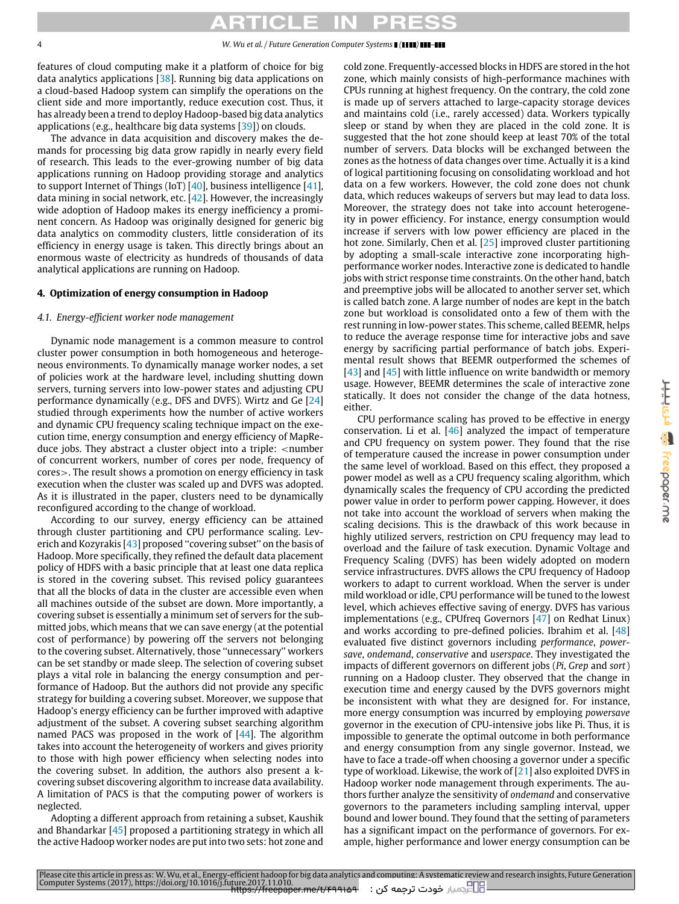features of cloud computing make it a platform of choice for big data analytics applications [38]. Running big data applications on a cloud-based Hadoop system can simplify the operations on the client side and more importantly, reduce execution cost. Thus, it has already been a trend to deploy Hadoop-based big data analytics applications (e.g., healthcare big data systems [39]) on clouds.

The advance in data acquisition and discovery makes the demands for processing big data grow rapidly in nearly every field of research. This leads to the ever-growing number of big data applications running on Hadoop providing storage and analytics to support Internet of Things (IoT) [40], business intelligence [41], data mining in social network, etc. [42]. However, the increasingly wide adoption of Hadoop makes its energy inefficiency a prominent concern. As Hadoop was originally designed for generic big data analytics on commodity clusters, little consideration of its efficiency in energy usage is taken. This directly brings about an enormous waste of electricity as hundreds of thousands of data analytical applications are running on Hadoop.

## 4. Optimization of energy consumption in Hadoop

### 4.1. Energy-efficient worker node management

Dynamic node management is a common measure to control cluster power consumption in both homogeneous and heterogeneous environments. To dynamically manage worker nodes, a set of policies work at the hardware level, including shutting down servers, turning servers into low-power states and adjusting CPU performance dynamically (e.g., DFS and DVFS). Wirtz and Ge [24] studied through experiments how the number of active workers and dynamic CPU frequency scaling technique impact on the execution time, energy consumption and energy efficiency of MapReduce jobs. They abstract a cluster object into a triple: <number of concurrent workers, number of cores per node, frequency of cores>. The result shows a promotion on energy efficiency in task execution when the cluster was scaled up and DVFS was adopted. As it is illustrated in the paper, clusters need to be dynamically reconfigured according to the change of workload.

According to our survey, energy efficiency can be attained through cluster partitioning and CPU performance scaling. Leverich and Kozyrakis [43] proposed "covering subset" on the basis of Hadoop. More specifically, they refined the default data placement policy of HDFS with a basic principle that at least one data replica is stored in the covering subset. This revised policy guarantees that all the blocks of data in the cluster are accessible even when all machines outside of the subset are down. More importantly, a covering subset is essentially a minimum set of servers for the submitted jobs, which means that we can save energy (at the potential cost of performance) by powering off the servers not belonging to the covering subset. Alternatively, those "unnecessary" workers can be set standby or made sleep. The selection of covering subset plays a vital role in balancing the energy consumption and performance of Hadoop. But the authors did not provide any specific strategy for building a covering subset. Moreover, we suppose that Hadoop's energy efficiency can be further improved with adaptive adjustment of the subset. A covering subset searching algorithm named PACS was proposed in the work of [44]. The algorithm takes into account the heterogeneity of workers and gives priority to those with high power efficiency when selecting nodes into the covering subset. In addition, the authors also present a k-covering subset discovering algorithm to increase data availability. A limitation of PACS is that the computing power of workers is neglected.

Adopting a different approach from retaining a subset, Kaushik and Bhandarkar [45] proposed a partitioning strategy in which all the active Hadoop worker nodes are put into two sets: hot zone and cold zone. Frequently-accessed blocks in HDFS are stored in the hot zone, which mainly consists of high-performance machines with CPUs running at highest frequency. On the contrary, the cold zone is made up of servers attached to large-capacity storage devices and maintains cold (i.e., rarely accessed) data. Workers typically sleep or stand by when they are placed in the cold zone. It is suggested that the hot zone should keep at least 70% of the total number of servers. Data blocks will be exchanged between the zones as the hotness of data changes over time. Actually it is a kind of logical partitioning focusing on consolidating workload and hot data on a few workers. However, the cold zone does not chunk data, which reduces wakeups of servers but may lead to data loss. Moreover, the strategy does not take into account heterogeneity in power efficiency. For instance, energy consumption would increase if servers with low power efficiency are placed in the hot zone. Similarly, Chen et al. [25] improved cluster partitioning by adopting a small-scale interactive zone incorporating high-performance worker nodes. Interactive zone is dedicated to handle jobs with strict response time constraints. On the other hand, batch and preemptive jobs will be allocated to another server set, which is called batch zone. A large number of nodes are kept in the batch zone but workload is consolidated onto a few of them with the rest running in low-power states. This scheme, called BEEMR, helps to reduce the average response time for interactive jobs and save energy by sacrificing partial performance of batch jobs. Experimental result shows that BEEMR outperformed the schemes of [43] and [45] with little influence on write bandwidth or memory usage. However, BEEMR determines the scale of interactive zone statically. It does not consider the change of the data hotness, either.

CPU performance scaling has proved to be effective in energy conservation. Li et al. [46] analyzed the impact of temperature and CPU frequency on system power. They found that the rise of temperature caused the increase in power consumption under the same level of workload. Based on this effect, they proposed a power model as well as a CPU frequency scaling algorithm, which dynamically scales the frequency of CPU according the predicted power value in order to perform power capping. However, it does not take into account the workload of servers when making the scaling decisions. This is the drawback of this work because in highly utilized servers, restriction on CPU frequency may lead to overload and the failure of task execution. Dynamic Voltage and Frequency Scaling (DVFS) has been widely adopted on modern service infrastructures. DVFS allows the CPU frequency of Hadoop workers to adapt to current workload. When the server is under mild workload or idle, CPU performance will be tuned to the lowest level, which achieves effective saving of energy. DVFS has various implementations (e.g., CPUfreq Governors [47] on Redhat Linux) and works according to pre-defined policies. Ibrahim et al. [48] evaluated five distinct governors including *performance*, *powersave*, *ondemand*, *conservative* and *userspace*. They investigated the impacts of different governors on different jobs (*Pi*, *Grep* and *sort*) running on a Hadoop cluster. They observed that the change in execution time and energy caused by the DVFS governors might be inconsistent with what they are designed for. For instance, more energy consumption was incurred by employing *powersave* governor in the execution of CPU-intensive jobs like Pi. Thus, it is impossible to generate the optimal outcome in both performance and energy consumption from any single governor. Instead, we have to face a trade-off when choosing a governor under a specific type of workload. Likewise, the work of [21] also exploited DVFS in Hadoop worker node management through experiments. The authors further analyze the sensitivity of *ondemand* and conservative governors to the parameters including sampling interval, upper bound and lower bound. They found that the setting of parameters has a significant impact on the performance of governors. For example, higher performance and lower energy consumption can be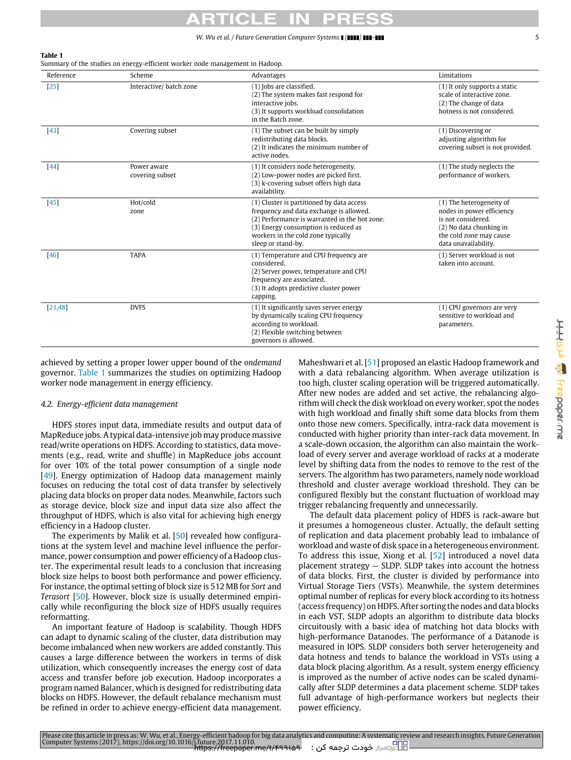**Table 1**
Summary of the studies on energy-efficient worker node management in Hadoop.

| Reference | Scheme | Advantages | Limitations |
|---|---|---|---|
| [25] | Interactive/ batch zone | (1) Jobs are classified. (2) The system makes fast respond for interactive jobs. (3) It supports workload consolidation in the Batch zone. | (1) It only supports a static scale of interactive zone. (2) The change of data hotness is not considered. |
| [43] | Covering subset | (1) The subset can be built by simply redistributing data blocks. (2) It indicates the minimum number of active nodes. | (1) Discovering or adjusting algorithm for covering subset is not provided. |
| [44] | Power aware covering subset | (1) It considers node heterogeneity. (2) Low-power nodes are picked first. (3) k-covering subset offers high data availability. | (1) The study neglects the performance of workers. |
| [45] | Hot/cold zone | (1) Cluster is partitioned by data access frequency and data exchange is allowed. (2) Performance is warranted in the hot zone. (3) Energy consumption is reduced as workers in the cold zone typically sleep or stand-by. | (1) The heterogeneity of nodes in power efficiency is not considered. (2) No data chunking in the cold zone may cause data unavailability. |
| [46] | TAPA | (1) Temperature and CPU frequency are considered. (2) Server power, temperature and CPU frequency are associated. (3) It adopts predictive cluster power capping. | (1) Server workload is not taken into account. |
| [21,48] | DVFS | (1) It significantly saves server energy by dynamically scaling CPU frequency according to workload. (2) Flexible switching between governors is allowed. | (1) CPU governors are very sensitive to workload and parameters. |

achieved by setting a proper lower upper bound of the *ondemand* governor. Table 1 summarizes the studies on optimizing Hadoop worker node management in energy efficiency.

### 4.2. Energy-efficient data management

HDFS stores input data, immediate results and output data of MapReduce jobs. A typical data-intensive job may produce massive read/write operations on HDFS. According to statistics, data movements (e.g., read, write and shuffle) in MapReduce jobs account for over 10% of the total power consumption of a single node [49]. Energy optimization of Hadoop data management mainly focuses on reducing the total cost of data transfer by selectively placing data blocks on proper data nodes. Meanwhile, factors such as storage device, block size and input data size also affect the throughput of HDFS, which is also vital for achieving high energy efficiency in a Hadoop cluster.

The experiments by Malik et al. [50] revealed how configurations at the system level and machine level influence the performance, power consumption and power efficiency of a Hadoop cluster. The experimental result leads to a conclusion that increasing block size helps to boost both performance and power efficiency. For instance, the optimal setting of block size is 512 MB for *Sort* and *Terasort* [50]. However, block size is usually determined empirically while reconfiguring the block size of HDFS usually requires reformatting.

An important feature of Hadoop is scalability. Though HDFS can adapt to dynamic scaling of the cluster, data distribution may become imbalanced when new workers are added constantly. This causes a large difference between the workers in terms of disk utilization, which consequently increases the energy cost of data access and transfer before job execution. Hadoop incorporates a program named Balancer, which is designed for redistributing data blocks on HDFS. However, the default rebalance mechanism must be refined in order to achieve energy-efficient data management.

Maheshwari et al. [51] proposed an elastic Hadoop framework and with a data rebalancing algorithm. When average utilization is too high, cluster scaling operation will be triggered automatically. After new nodes are added and set active, the rebalancing algorithm will check the disk workload on every worker, spot the nodes with high workload and finally shift some data blocks from them onto those new comers. Specifically, intra-rack data movement is conducted with higher priority than inter-rack data movement. In a scale-down occasion, the algorithm can also maintain the workload of every server and average workload of racks at a moderate level by shifting data from the nodes to remove to the rest of the servers. The algorithm has two parameters, namely node workload threshold and cluster average workload threshold. They can be configured flexibly but the constant fluctuation of workload may trigger rebalancing frequently and unnecessarily.

The default data placement policy of HDFS is rack-aware but it presumes a homogeneous cluster. Actually, the default setting of replication and data placement probably lead to imbalance of workload and waste of disk space in a heterogeneous environment. To address this issue, Xiong et al. [52] introduced a novel data placement strategy — SLDP. SLDP takes into account the hotness of data blocks. First, the cluster is divided by performance into Virtual Storage Tiers (VSTs). Meanwhile, the system determines optimal number of replicas for every block according to its hotness (access frequency) on HDFS. After sorting the nodes and data blocks in each VST, SLDP adopts an algorithm to distribute data blocks circuitously with a basic idea of matching hot data blocks with high-performance Datanodes. The performance of a Datanode is measured in IOPS. SLDP considers both server heterogeneity and data hotness and tends to balance the workload in VSTs using a data block placing algorithm. As a result, system energy efficiency is improved as the number of active nodes can be scaled dynamically after SLDP determines a data placement scheme. SLDP takes full advantage of high-performance workers but neglects their power efficiency.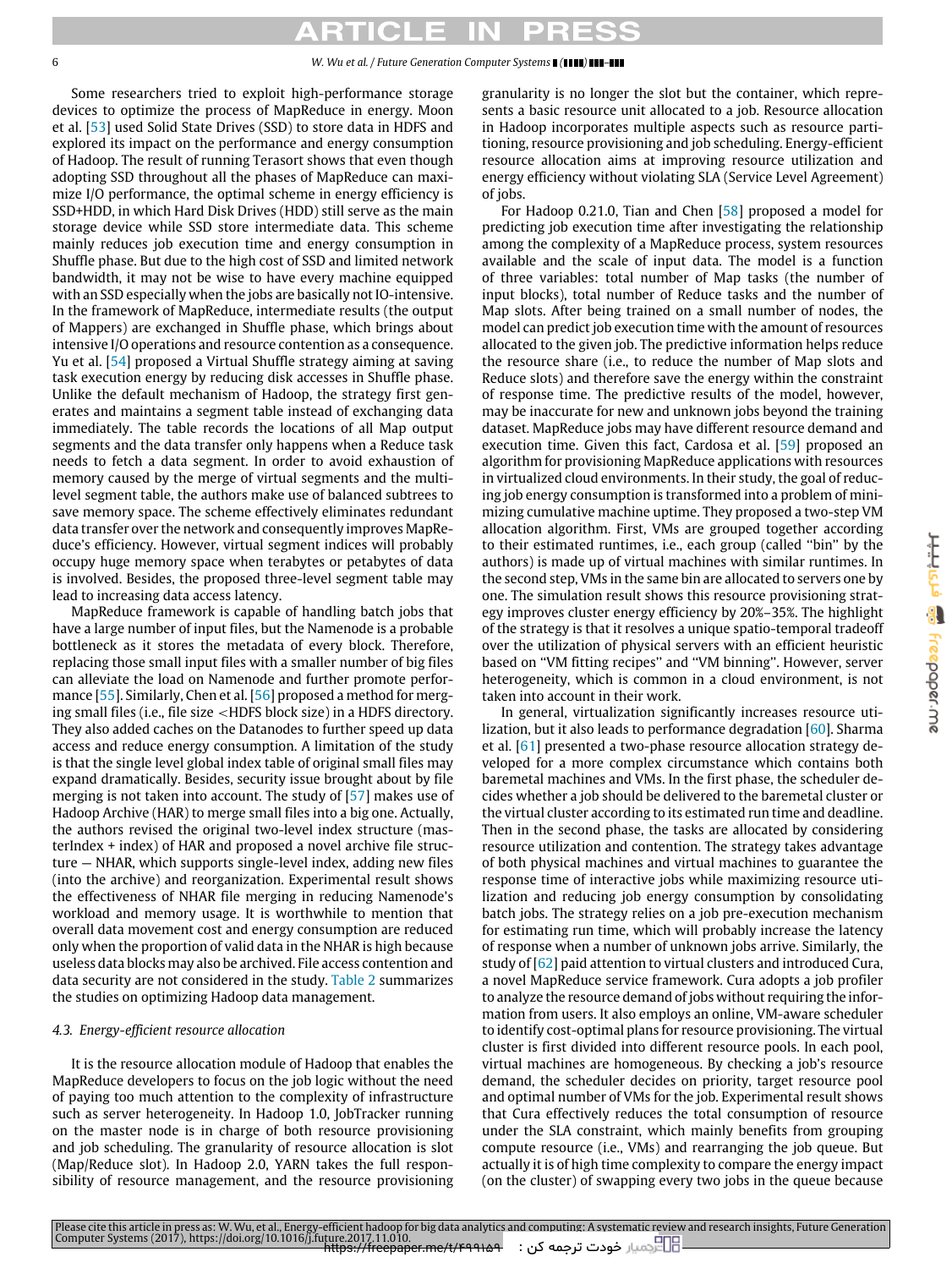Some researchers tried to exploit high-performance storage devices to optimize the process of MapReduce in energy. Moon et al. [53] used Solid State Drives (SSD) to store data in HDFS and explored its impact on the performance and energy consumption of Hadoop. The result of running Terasort shows that even though adopting SSD throughout all the phases of MapReduce can maximize I/O performance, the optimal scheme in energy efficiency is SSD+HDD, in which Hard Disk Drives (HDD) still serve as the main storage device while SSD store intermediate data. This scheme mainly reduces job execution time and energy consumption in Shuffle phase. But due to the high cost of SSD and limited network bandwidth, it may not be wise to have every machine equipped with an SSD especially when the jobs are basically not IO-intensive. In the framework of MapReduce, intermediate results (the output of Mappers) are exchanged in Shuffle phase, which brings about intensive I/O operations and resource contention as a consequence. Yu et al. [54] proposed a Virtual Shuffle strategy aiming at saving task execution energy by reducing disk accesses in Shuffle phase. Unlike the default mechanism of Hadoop, the strategy first generates and maintains a segment table instead of exchanging data immediately. The table records the locations of all Map output segments and the data transfer only happens when a Reduce task needs to fetch a data segment. In order to avoid exhaustion of memory caused by the merge of virtual segments and the multi-level segment table, the authors make use of balanced subtrees to save memory space. The scheme effectively eliminates redundant data transfer over the network and consequently improves MapReduce's efficiency. However, virtual segment indices will probably occupy huge memory space when terabytes or petabytes of data is involved. Besides, the proposed three-level segment table may lead to increasing data access latency.

MapReduce framework is capable of handling batch jobs that have a large number of input files, but the Namenode is a probable bottleneck as it stores the metadata of every block. Therefore, replacing those small input files with a smaller number of big files can alleviate the load on Namenode and further promote performance [55]. Similarly, Chen et al. [56] proposed a method for merging small files (i.e., file size <HDFS block size) in a HDFS directory. They also added caches on the Datanodes to further speed up data access and reduce energy consumption. A limitation of the study is that the single level global index table of original small files may expand dramatically. Besides, security issue brought about by file merging is not taken into account. The study of [57] makes use of Hadoop Archive (HAR) to merge small files into a big one. Actually, the authors revised the original two-level index structure (masterIndex + index) of HAR and proposed a novel archive file structure — NHAR, which supports single-level index, adding new files (into the archive) and reorganization. Experimental result shows the effectiveness of NHAR file merging in reducing Namenode's workload and memory usage. It is worthwhile to mention that overall data movement cost and energy consumption are reduced only when the proportion of valid data in the NHAR is high because useless data blocks may also be archived. File access contention and data security are not considered in the study. Table 2 summarizes the studies on optimizing Hadoop data management.

### 4.3. Energy-efficient resource allocation

It is the resource allocation module of Hadoop that enables the MapReduce developers to focus on the job logic without the need of paying too much attention to the complexity of infrastructure such as server heterogeneity. In Hadoop 1.0, JobTracker running on the master node is in charge of both resource provisioning and job scheduling. The granularity of resource allocation is slot (Map/Reduce slot). In Hadoop 2.0, YARN takes the full responsibility of resource management, and the resource provisioning granularity is no longer the slot but the container, which represents a basic resource unit allocated to a job. Resource allocation in Hadoop incorporates multiple aspects such as resource partitioning, resource provisioning and job scheduling. Energy-efficient resource allocation aims at improving resource utilization and energy efficiency without violating SLA (Service Level Agreement) of jobs.

For Hadoop 0.21.0, Tian and Chen [58] proposed a model for predicting job execution time after investigating the relationship among the complexity of a MapReduce process, system resources available and the scale of input data. The model is a function of three variables: total number of Map tasks (the number of input blocks), total number of Reduce tasks and the number of Map slots. After being trained on a small number of nodes, the model can predict job execution time with the amount of resources allocated to the given job. The predictive information helps reduce the resource share (i.e., to reduce the number of Map slots and Reduce slots) and therefore save the energy within the constraint of response time. The predictive results of the model, however, may be inaccurate for new and unknown jobs beyond the training dataset. MapReduce jobs may have different resource demand and execution time. Given this fact, Cardosa et al. [59] proposed an algorithm for provisioning MapReduce applications with resources in virtualized cloud environments. In their study, the goal of reducing job energy consumption is transformed into a problem of minimizing cumulative machine uptime. They proposed a two-step VM allocation algorithm. First, VMs are grouped together according to their estimated runtimes, i.e., each group (called "bin" by the authors) is made up of virtual machines with similar runtimes. In the second step, VMs in the same bin are allocated to servers one by one. The simulation result shows this resource provisioning strategy improves cluster energy efficiency by 20%–35%. The highlight of the strategy is that it resolves a unique spatio-temporal tradeoff over the utilization of physical servers with an efficient heuristic based on "VM fitting recipes" and "VM binning". However, server heterogeneity, which is common in a cloud environment, is not taken into account in their work.

In general, virtualization significantly increases resource utilization, but it also leads to performance degradation [60]. Sharma et al. [61] presented a two-phase resource allocation strategy developed for a more complex circumstance which contains both baremetal machines and VMs. In the first phase, the scheduler decides whether a job should be delivered to the baremetal cluster or the virtual cluster according to its estimated run time and deadline. Then in the second phase, the tasks are allocated by considering resource utilization and contention. The strategy takes advantage of both physical machines and virtual machines to guarantee the response time of interactive jobs while maximizing resource utilization and reducing job energy consumption by consolidating batch jobs. The strategy relies on a job pre-execution mechanism for estimating run time, which will probably increase the latency of response when a number of unknown jobs arrive. Similarly, the study of [62] paid attention to virtual clusters and introduced Cura, a novel MapReduce service framework. Cura adopts a job profiler to analyze the resource demand of jobs without requiring the information from users. It also employs an online, VM-aware scheduler to identify cost-optimal plans for resource provisioning. The virtual cluster is first divided into different resource pools. In each pool, virtual machines are homogeneous. By checking a job's resource demand, the scheduler decides on priority, target resource pool and optimal number of VMs for the job. Experimental result shows that Cura effectively reduces the total consumption of resource under the SLA constraint, which mainly benefits from grouping compute resource (i.e., VMs) and rearranging the job queue. But actually it is of high time complexity to compare the energy impact (on the cluster) of swapping every two jobs in the queue because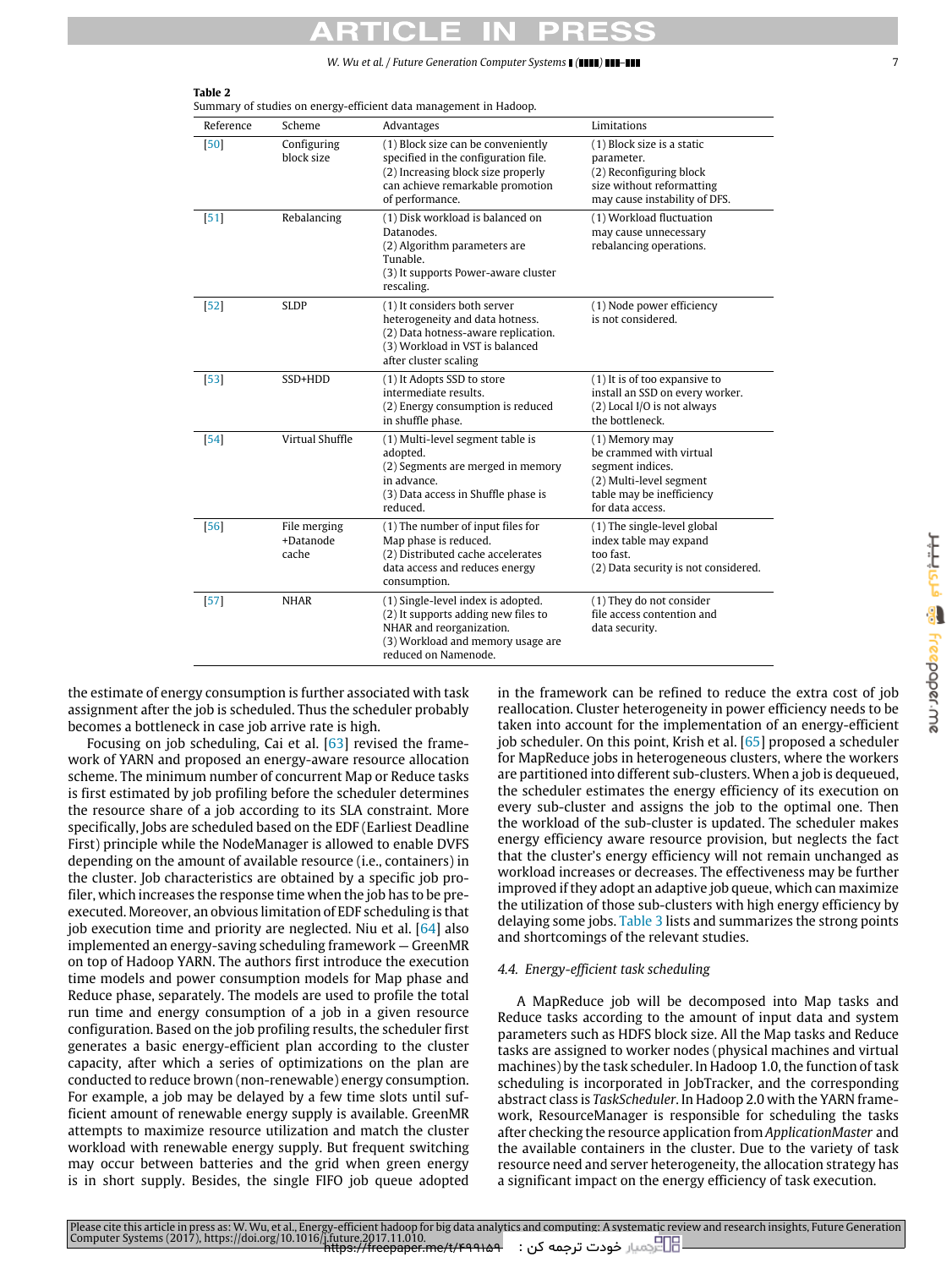**Table 2**
Summary of studies on energy-efficient data management in Hadoop.

| Reference | Scheme | Advantages | Limitations |
|---|---|---|---|
| [50] | Configuring block size | (1) Block size can be conveniently specified in the configuration file. (2) Increasing block size properly can achieve remarkable promotion of performance. | (1) Block size is a static parameter. (2) Reconfiguring block size without reformatting may cause instability of DFS. |
| [51] | Rebalancing | (1) Disk workload is balanced on Datanodes. (2) Algorithm parameters are Tunable. (3) It supports Power-aware cluster rescaling. | (1) Workload fluctuation may cause unnecessary rebalancing operations. |
| [52] | SLDP | (1) It considers both server heterogeneity and data hotness. (2) Data hotness-aware replication. (3) Workload in VST is balanced after cluster scaling | (1) Node power efficiency is not considered. |
| [53] | SSD+HDD | (1) It Adopts SSD to store intermediate results. (2) Energy consumption is reduced in shuffle phase. | (1) It is of too expansive to install an SSD on every worker. (2) Local I/O is not always the bottleneck. |
| [54] | Virtual Shuffle | (1) Multi-level segment table is adopted. (2) Segments are merged in memory in advance. (3) Data access in Shuffle phase is reduced. | (1) Memory may be crammed with virtual segment indices. (2) Multi-level segment table may be inefficiency for data access. |
| [56] | File merging +Datanode cache | (1) The number of input files for Map phase is reduced. (2) Distributed cache accelerates data access and reduces energy consumption. | (1) The single-level global index table may expand too fast. (2) Data security is not considered. |
| [57] | NHAR | (1) Single-level index is adopted. (2) It supports adding new files to NHAR and reorganization. (3) Workload and memory usage are reduced on Namenode. | (1) They do not consider file access contention and data security. |

the estimate of energy consumption is further associated with task assignment after the job is scheduled. Thus the scheduler probably becomes a bottleneck in case job arrive rate is high.

Focusing on job scheduling, Cai et al. [63] revised the framework of YARN and proposed an energy-aware resource allocation scheme. The minimum number of concurrent Map or Reduce tasks is first estimated by job profiling before the scheduler determines the resource share of a job according to its SLA constraint. More specifically, Jobs are scheduled based on the EDF (Earliest Deadline First) principle while the NodeManager is allowed to enable DVFS depending on the amount of available resource (i.e., containers) in the cluster. Job characteristics are obtained by a specific job profiler, which increases the response time when the job has to be pre-executed. Moreover, an obvious limitation of EDF scheduling is that job execution time and priority are neglected. Niu et al. [64] also implemented an energy-saving scheduling framework — GreenMR on top of Hadoop YARN. The authors first introduce the execution time models and power consumption models for Map phase and Reduce phase, separately. The models are used to profile the total run time and energy consumption of a job in a given resource configuration. Based on the job profiling results, the scheduler first generates a basic energy-efficient plan according to the cluster capacity, after which a series of optimizations on the plan are conducted to reduce brown (non-renewable) energy consumption. For example, a job may be delayed by a few time slots until sufficient amount of renewable energy supply is available. GreenMR attempts to maximize resource utilization and match the cluster workload with renewable energy supply. But frequent switching may occur between batteries and the grid when green energy is in short supply. Besides, the single FIFO job queue adopted in the framework can be refined to reduce the extra cost of job reallocation. Cluster heterogeneity in power efficiency needs to be taken into account for the implementation of an energy-efficient job scheduler. On this point, Krish et al. [65] proposed a scheduler for MapReduce jobs in heterogeneous clusters, where the workers are partitioned into different sub-clusters. When a job is dequeued, the scheduler estimates the energy efficiency of its execution on every sub-cluster and assigns the job to the optimal one. Then the workload of the sub-cluster is updated. The scheduler makes energy efficiency aware resource provision, but neglects the fact that the cluster's energy efficiency will not remain unchanged as workload increases or decreases. The effectiveness may be further improved if they adopt an adaptive job queue, which can maximize the utilization of those sub-clusters with high energy efficiency by delaying some jobs. Table 3 lists and summarizes the strong points and shortcomings of the relevant studies.

### 4.4. Energy-efficient task scheduling

A MapReduce job will be decomposed into Map tasks and Reduce tasks according to the amount of input data and system parameters such as HDFS block size. All the Map tasks and Reduce tasks are assigned to worker nodes (physical machines and virtual machines) by the task scheduler. In Hadoop 1.0, the function of task scheduling is incorporated in JobTracker, and the corresponding abstract class is *TaskScheduler*. In Hadoop 2.0 with the YARN framework, ResourceManager is responsible for scheduling the tasks after checking the resource application from *ApplicationMaster* and the available containers in the cluster. Due to the variety of task resource need and server heterogeneity, the allocation strategy has a significant impact on the energy efficiency of task execution.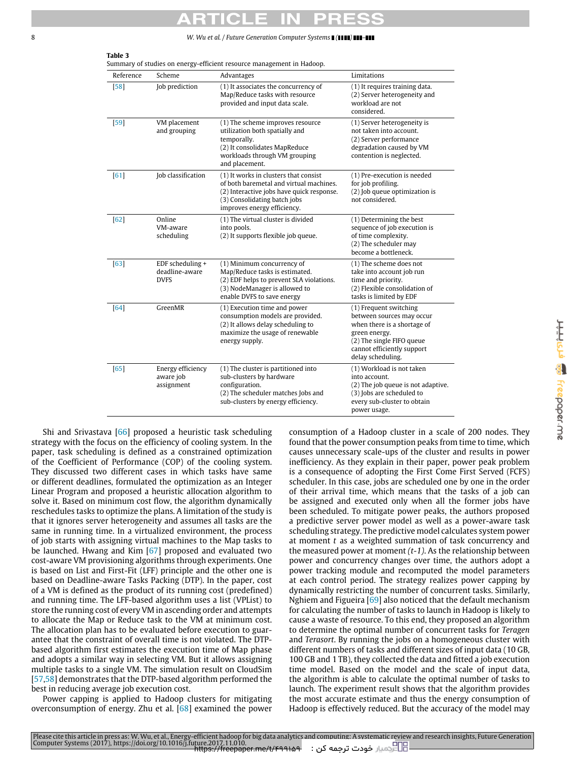**Table 3**
Summary of studies on energy-efficient resource management in Hadoop.

| Reference | Scheme | Advantages | Limitations |
|---|---|---|---|
| [58] | Job prediction | (1) It associates the concurrency of Map/Reduce tasks with resource provided and input data scale. | (1) It requires training data. (2) Server heterogeneity and workload are not considered. |
| [59] | VM placement and grouping | (1) The scheme improves resource utilization both spatially and temporally. (2) It consolidates MapReduce workloads through VM grouping and placement. | (1) Server heterogeneity is not taken into account. (2) Server performance degradation caused by VM contention is neglected. |
| [61] | Job classification | (1) It works in clusters that consist of both baremetal and virtual machines. (2) Interactive jobs have quick response. (3) Consolidating batch jobs improves energy efficiency. | (1) Pre-execution is needed for job profiling. (2) Job queue optimization is not considered. |
| [62] | Online VM-aware scheduling | (1) The virtual cluster is divided into pools. (2) It supports flexible job queue. | (1) Determining the best sequence of job execution is of time complexity. (2) The scheduler may become a bottleneck. |
| [63] | EDF scheduling + deadline-aware DVFS | (1) Minimum concurrency of Map/Reduce tasks is estimated. (2) EDF helps to prevent SLA violations. (3) NodeManager is allowed to enable DVFS to save energy | (1) The scheme does not take into account job run time and priority. (2) Flexible consolidation of tasks is limited by EDF |
| [64] | GreenMR | (1) Execution time and power consumption models are provided. (2) It allows delay scheduling to maximize the usage of renewable energy supply. | (1) Frequent switching between sources may occur when there is a shortage of green energy. (2) The single FIFO queue cannot efficiently support delay scheduling. |
| [65] | Energy efficiency aware job assignment | (1) The cluster is partitioned into sub-clusters by hardware configuration. (2) The scheduler matches Jobs and sub-clusters by energy efficiency. | (1) Workload is not taken into account. (2) The job queue is not adaptive. (3) Jobs are scheduled to every sub-cluster to obtain power usage. |

Shi and Srivastava [66] proposed a heuristic task scheduling strategy with the focus on the efficiency of cooling system. In the paper, task scheduling is defined as a constrained optimization of the Coefficient of Performance (COP) of the cooling system. They discussed two different cases in which tasks have same or different deadlines, formulated the optimization as an Integer Linear Program and proposed a heuristic allocation algorithm to solve it. Based on minimum cost flow, the algorithm dynamically reschedules tasks to optimize the plans. A limitation of the study is that it ignores server heterogeneity and assumes all tasks are the same in running time. In a virtualized environment, the process of job starts with assigning virtual machines to the Map tasks to be launched. Hwang and Kim [67] proposed and evaluated two cost-aware VM provisioning algorithms through experiments. One is based on List and First-Fit (LFF) principle and the other one is based on Deadline-aware Tasks Packing (DTP). In the paper, cost of a VM is defined as the product of its running cost (predefined) and running time. The LFF-based algorithm uses a list (VPList) to store the running cost of every VM in ascending order and attempts to allocate the Map or Reduce task to the VM at minimum cost. The allocation plan has to be evaluated before execution to guarantee that the constraint of overall time is not violated. The DTP-based algorithm first estimates the execution time of Map phase and adopts a similar way in selecting VM. But it allows assigning multiple tasks to a single VM. The simulation result on CloudSim [57,58] demonstrates that the DTP-based algorithm performed the best in reducing average job execution cost.

Power capping is applied to Hadoop clusters for mitigating overconsumption of energy. Zhu et al. [68] examined the power consumption of a Hadoop cluster in a scale of 200 nodes. They found that the power consumption peaks from time to time, which causes unnecessary scale-ups of the cluster and results in power inefficiency. As they explain in their paper, power peak problem is a consequence of adopting the First Come First Served (FCFS) scheduler. In this case, jobs are scheduled one by one in the order of their arrival time, which means that the tasks of a job can be assigned and executed only when all the former jobs have been scheduled. To mitigate power peaks, the authors proposed a predictive server power model as well as a power-aware task scheduling strategy. The predictive model calculates system power at moment $t$ as a weighted summation of task concurrency and the measured power at moment *(t-1)*. As the relationship between power and concurrency changes over time, the authors adopt a power tracking module and recomputed the model parameters at each control period. The strategy realizes power capping by dynamically restricting the number of concurrent tasks. Similarly, Nghiem and Figueira [69] also noticed that the default mechanism for calculating the number of tasks to launch in Hadoop is likely to cause a waste of resource. To this end, they proposed an algorithm to determine the optimal number of concurrent tasks for *Teragen* and *Terasort*. By running the jobs on a homogeneous cluster with different numbers of tasks and different sizes of input data (10 GB, 100 GB and 1 TB), they collected the data and fitted a job execution time model. Based on the model and the scale of input data, the algorithm is able to calculate the optimal number of tasks to launch. The experiment result shows that the algorithm provides the most accurate estimate and thus the energy consumption of Hadoop is effectively reduced. But the accuracy of the model may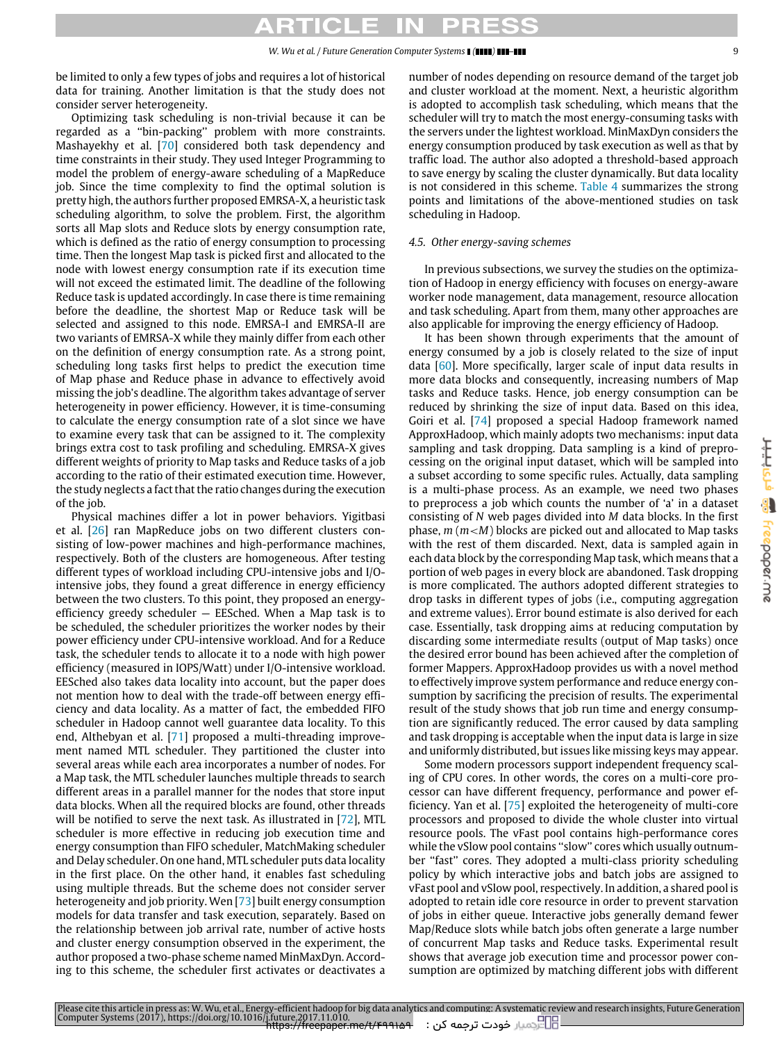be limited to only a few types of jobs and requires a lot of historical data for training. Another limitation is that the study does not consider server heterogeneity.

Optimizing task scheduling is non-trivial because it can be regarded as a "bin-packing" problem with more constraints. Mashayekhy et al. [70] considered both task dependency and time constraints in their study. They used Integer Programming to model the problem of energy-aware scheduling of a MapReduce job. Since the time complexity to find the optimal solution is pretty high, the authors further proposed EMRSA-X, a heuristic task scheduling algorithm, to solve the problem. First, the algorithm sorts all Map slots and Reduce slots by energy consumption rate, which is defined as the ratio of energy consumption to processing time. Then the longest Map task is picked first and allocated to the node with lowest energy consumption rate if its execution time will not exceed the estimated limit. The deadline of the following Reduce task is updated accordingly. In case there is time remaining before the deadline, the shortest Map or Reduce task will be selected and assigned to this node. EMRSA-I and EMRSA-II are two variants of EMRSA-X while they mainly differ from each other on the definition of energy consumption rate. As a strong point, scheduling long tasks first helps to predict the execution time of Map phase and Reduce phase in advance to effectively avoid missing the job's deadline. The algorithm takes advantage of server heterogeneity in power efficiency. However, it is time-consuming to calculate the energy consumption rate of a slot since we have to examine every task that can be assigned to it. The complexity brings extra cost to task profiling and scheduling. EMRSA-X gives different weights of priority to Map tasks and Reduce tasks of a job according to the ratio of their estimated execution time. However, the study neglects a fact that the ratio changes during the execution of the job.

Physical machines differ a lot in power behaviors. Yigitbasi et al. [26] ran MapReduce jobs on two different clusters consisting of low-power machines and high-performance machines, respectively. Both of the clusters are homogeneous. After testing different types of workload including CPU-intensive jobs and I/O-intensive jobs, they found a great difference in energy efficiency between the two clusters. To this point, they proposed an energy-efficiency greedy scheduler — EESched. When a Map task is to be scheduled, the scheduler prioritizes the worker nodes by their power efficiency under CPU-intensive workload. And for a Reduce task, the scheduler tends to allocate it to a node with high power efficiency (measured in IOPS/Watt) under I/O-intensive workload. EESched also takes data locality into account, but the paper does not mention how to deal with the trade-off between energy efficiency and data locality. As a matter of fact, the embedded FIFO scheduler in Hadoop cannot well guarantee data locality. To this end, Althebyan et al. [71] proposed a multi-threading improvement named MTL scheduler. They partitioned the cluster into several areas while each area incorporates a number of nodes. For a Map task, the MTL scheduler launches multiple threads to search different areas in a parallel manner for the nodes that store input data blocks. When all the required blocks are found, other threads will be notified to serve the next task. As illustrated in [72], MTL scheduler is more effective in reducing job execution time and energy consumption than FIFO scheduler, MatchMaking scheduler and Delay scheduler. On one hand, MTL scheduler puts data locality in the first place. On the other hand, it enables fast scheduling using multiple threads. But the scheme does not consider server heterogeneity and job priority. Wen [73] built energy consumption models for data transfer and task execution, separately. Based on the relationship between job arrival rate, number of active hosts and cluster energy consumption observed in the experiment, the author proposed a two-phase scheme named MinMaxDyn. According to this scheme, the scheduler first activates or deactivates a number of nodes depending on resource demand of the target job and cluster workload at the moment. Next, a heuristic algorithm is adopted to accomplish task scheduling, which means that the scheduler will try to match the most energy-consuming tasks with the servers under the lightest workload. MinMaxDyn considers the energy consumption produced by task execution as well as that by traffic load. The author also adopted a threshold-based approach to save energy by scaling the cluster dynamically. But data locality is not considered in this scheme. Table 4 summarizes the strong points and limitations of the above-mentioned studies on task scheduling in Hadoop.

### 4.5. Other energy-saving schemes

In previous subsections, we survey the studies on the optimization of Hadoop in energy efficiency with focuses on energy-aware worker node management, data management, resource allocation and task scheduling. Apart from them, many other approaches are also applicable for improving the energy efficiency of Hadoop.

It has been shown through experiments that the amount of energy consumed by a job is closely related to the size of input data [60]. More specifically, larger scale of input data results in more data blocks and consequently, increasing numbers of Map tasks and Reduce tasks. Hence, job energy consumption can be reduced by shrinking the size of input data. Based on this idea, Goiri et al. [74] proposed a special Hadoop framework named ApproxHadoop, which mainly adopts two mechanisms: input data sampling and task dropping. Data sampling is a kind of preprocessing on the original input dataset, which will be sampled into a subset according to some specific rules. Actually, data sampling is a multi-phase process. As an example, we need two phases to preprocess a job which counts the number of 'a' in a dataset consisting of $N$ web pages divided into $M$ data blocks. In the first phase, $m$ ($m<M$) blocks are picked out and allocated to Map tasks with the rest of them discarded. Next, data is sampled again in each data block by the corresponding Map task, which means that a portion of web pages in every block are abandoned. Task dropping is more complicated. The authors adopted different strategies to drop tasks in different types of jobs (i.e., computing aggregation and extreme values). Error bound estimate is also derived for each case. Essentially, task dropping aims at reducing computation by discarding some intermediate results (output of Map tasks) once the desired error bound has been achieved after the completion of former Mappers. ApproxHadoop provides us with a novel method to effectively improve system performance and reduce energy consumption by sacrificing the precision of results. The experimental result of the study shows that job run time and energy consumption are significantly reduced. The error caused by data sampling and task dropping is acceptable when the input data is large in size and uniformly distributed, but issues like missing keys may appear.

Some modern processors support independent frequency scaling of CPU cores. In other words, the cores on a multi-core processor can have different frequency, performance and power efficiency. Yan et al. [75] exploited the heterogeneity of multi-core processors and proposed to divide the whole cluster into virtual resource pools. The vFast pool contains high-performance cores while the vSlow pool contains "slow" cores which usually outnumber "fast" cores. They adopted a multi-class priority scheduling policy by which interactive jobs and batch jobs are assigned to vFast pool and vSlow pool, respectively. In addition, a shared pool is adopted to retain idle core resource in order to prevent starvation of jobs in either queue. Interactive jobs generally demand fewer Map/Reduce slots while batch jobs often generate a large number of concurrent Map tasks and Reduce tasks. Experimental result shows that average job execution time and processor power consumption are optimized by matching different jobs with different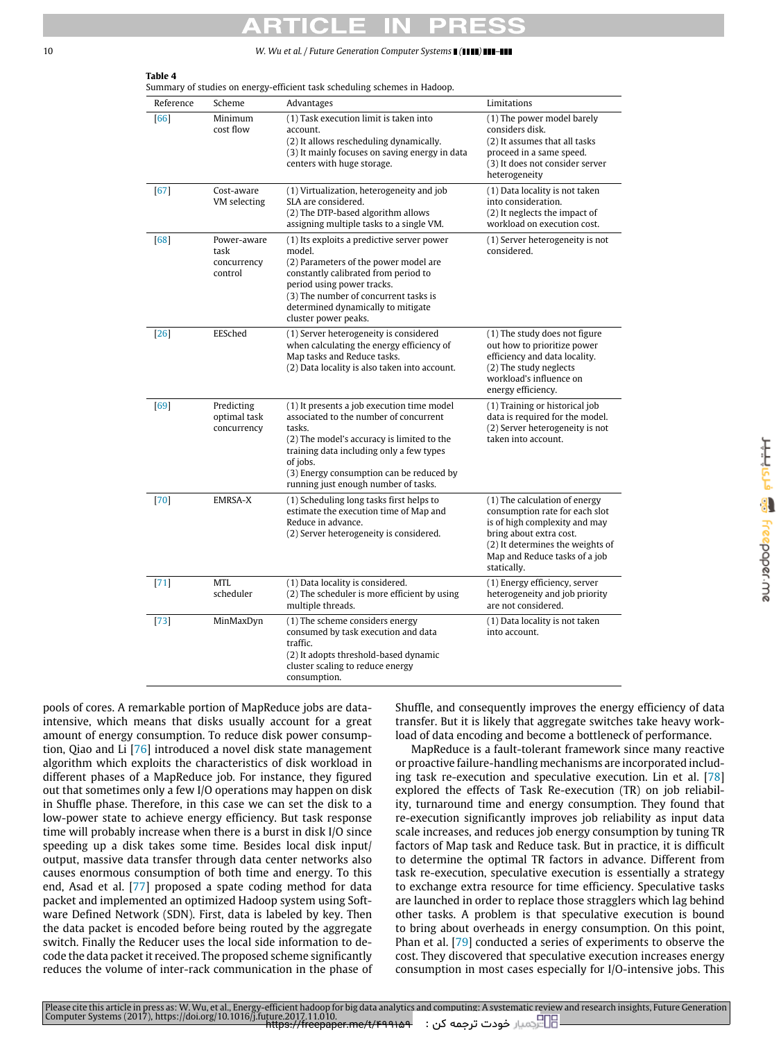**Table 4**
Summary of studies on energy-efficient task scheduling schemes in Hadoop.

| Reference | Scheme | Advantages | Limitations |
|---|---|---|---|
| [66] | Minimum cost flow | (1) Task execution limit is taken into account. (2) It allows rescheduling dynamically. (3) It mainly focuses on saving energy in data centers with huge storage. | (1) The power model barely considers disk. (2) It assumes that all tasks proceed in a same speed. (3) It does not consider server heterogeneity |
| [67] | Cost-aware VM selecting | (1) Virtualization, heterogeneity and job SLA are considered. (2) The DTP-based algorithm allows assigning multiple tasks to a single VM. | (1) Data locality is not taken into consideration. (2) It neglects the impact of workload on execution cost. |
| [68] | Power-aware task concurrency control | (1) Its exploits a predictive server power model. (2) Parameters of the power model are constantly calibrated from period to period using power tracks. (3) The number of concurrent tasks is determined dynamically to mitigate cluster power peaks. | (1) Server heterogeneity is not considered. |
| [26] | EESched | (1) Server heterogeneity is considered when calculating the energy efficiency of Map tasks and Reduce tasks. (2) Data locality is also taken into account. | (1) The study does not figure out how to prioritize power efficiency and data locality. (2) The study neglects workload's influence on energy efficiency. |
| [69] | Predicting optimal task concurrency | (1) It presents a job execution time model associated to the number of concurrent tasks. (2) The model's accuracy is limited to the training data including only a few types of jobs. (3) Energy consumption can be reduced by running just enough number of tasks. | (1) Training or historical job data is required for the model. (2) Server heterogeneity is not taken into account. |
| [70] | EMRSA-X | (1) Scheduling long tasks first helps to estimate the execution time of Map and Reduce in advance. (2) Server heterogeneity is considered. | (1) The calculation of energy consumption rate for each slot is of high complexity and may bring about extra cost. (2) It determines the weights of Map and Reduce tasks of a job statically. |
| [71] | MTL scheduler | (1) Data locality is considered. (2) The scheduler is more efficient by using multiple threads. | (1) Energy efficiency, server heterogeneity and job priority are not considered. |
| [73] | MinMaxDyn | (1) The scheme considers energy consumed by task execution and data traffic. (2) It adopts threshold-based dynamic cluster scaling to reduce energy consumption. | (1) Data locality is not taken into account. |

pools of cores. A remarkable portion of MapReduce jobs are data-intensive, which means that disks usually account for a great amount of energy consumption. To reduce disk power consumption, Qiao and Li [76] introduced a novel disk state management algorithm which exploits the characteristics of disk workload in different phases of a MapReduce job. For instance, they figured out that sometimes only a few I/O operations may happen on disk in Shuffle phase. Therefore, in this case we can set the disk to a low-power state to achieve energy efficiency. But task response time will probably increase when there is a burst in disk I/O since speeding up a disk takes some time. Besides local disk input/output, massive data transfer through data center networks also causes enormous consumption of both time and energy. To this end, Asad et al. [77] proposed a spate coding method for data packet and implemented an optimized Hadoop system using Software Defined Network (SDN). First, data is labeled by key. Then the data packet is encoded before being routed by the aggregate switch. Finally the Reducer uses the local side information to decode the data packet it received. The proposed scheme significantly reduces the volume of inter-rack communication in the phase of Shuffle, and consequently improves the energy efficiency of data transfer. But it is likely that aggregate switches take heavy workload of data encoding and become a bottleneck of performance.

MapReduce is a fault-tolerant framework since many reactive or proactive failure-handling mechanisms are incorporated including task re-execution and speculative execution. Lin et al. [78] explored the effects of Task Re-execution (TR) on job reliability, turnaround time and energy consumption. They found that re-execution significantly improves job reliability as input data scale increases, and reduces job energy consumption by tuning TR factors of Map task and Reduce task. But in practice, it is difficult to determine the optimal TR factors in advance. Different from task re-execution, speculative execution is essentially a strategy to exchange extra resource for time efficiency. Speculative tasks are launched in order to replace those stragglers which lag behind other tasks. A problem is that speculative execution is bound to bring about overheads in energy consumption. On this point, Phan et al. [79] conducted a series of experiments to observe the cost. They discovered that speculative execution increases energy consumption in most cases especially for I/O-intensive jobs. This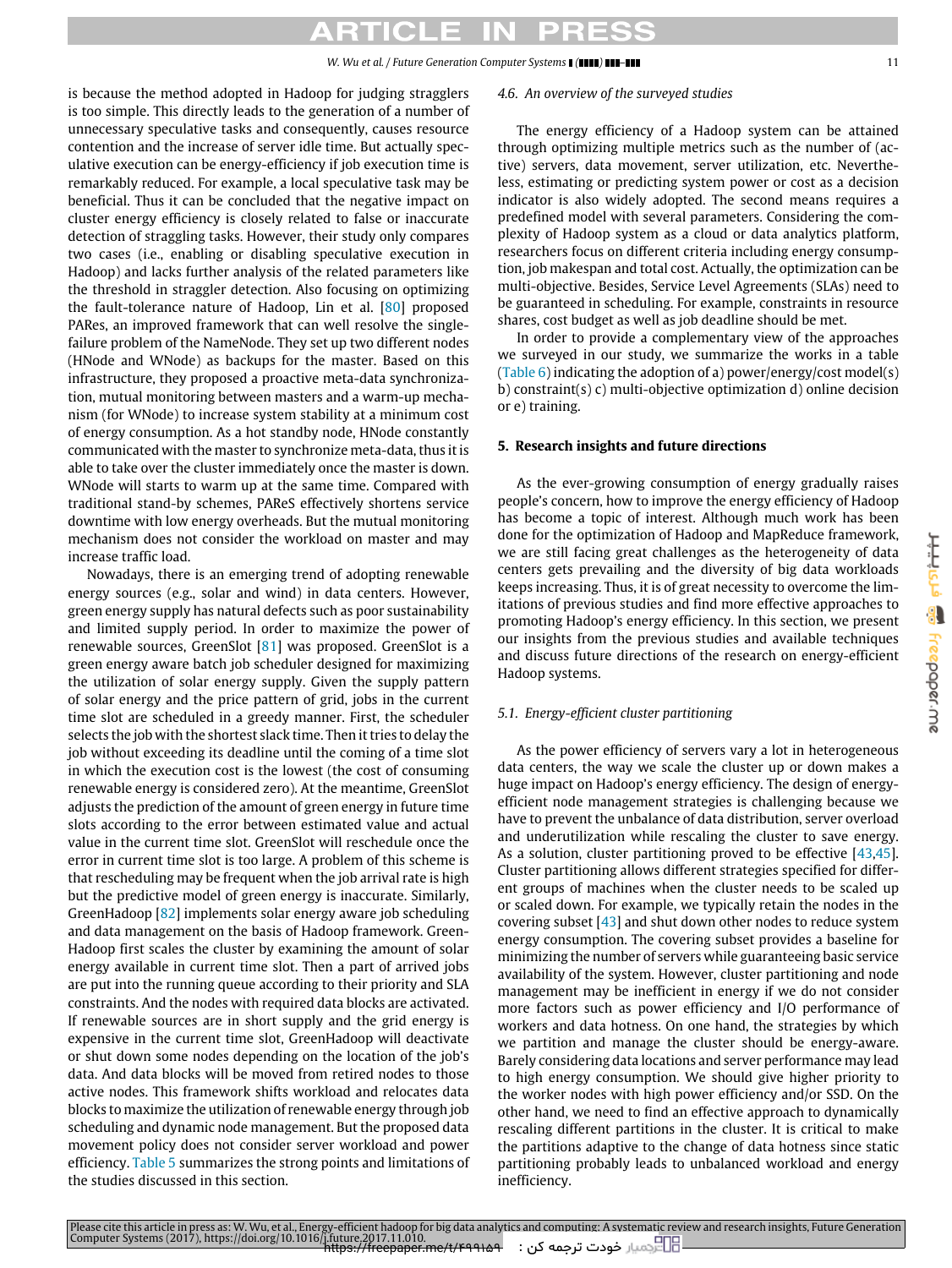is because the method adopted in Hadoop for judging stragglers is too simple. This directly leads to the generation of a number of unnecessary speculative tasks and consequently, causes resource contention and the increase of server idle time. But actually speculative execution can be energy-efficiency if job execution time is remarkably reduced. For example, a local speculative task may be beneficial. Thus it can be concluded that the negative impact on cluster energy efficiency is closely related to false or inaccurate detection of straggling tasks. However, their study only compares two cases (i.e., enabling or disabling speculative execution in Hadoop) and lacks further analysis of the related parameters like the threshold in straggler detection. Also focusing on optimizing the fault-tolerance nature of Hadoop, Lin et al. [80] proposed PARes, an improved framework that can well resolve the single-failure problem of the NameNode. They set up two different nodes (HNode and WNode) as backups for the master. Based on this infrastructure, they proposed a proactive meta-data synchronization, mutual monitoring between masters and a warm-up mechanism (for WNode) to increase system stability at a minimum cost of energy consumption. As a hot standby node, HNode constantly communicated with the master to synchronize meta-data, thus it is able to take over the cluster immediately once the master is down. WNode will starts to warm up at the same time. Compared with traditional stand-by schemes, PAReS effectively shortens service downtime with low energy overheads. But the mutual monitoring mechanism does not consider the workload on master and may increase traffic load.

Nowadays, there is an emerging trend of adopting renewable energy sources (e.g., solar and wind) in data centers. However, green energy supply has natural defects such as poor sustainability and limited supply period. In order to maximize the power of renewable sources, GreenSlot [81] was proposed. GreenSlot is a green energy aware batch job scheduler designed for maximizing the utilization of solar energy supply. Given the supply pattern of solar energy and the price pattern of grid, jobs in the current time slot are scheduled in a greedy manner. First, the scheduler selects the job with the shortest slack time. Then it tries to delay the job without exceeding its deadline until the coming of a time slot in which the execution cost is the lowest (the cost of consuming renewable energy is considered zero). At the meantime, GreenSlot adjusts the prediction of the amount of green energy in future time slots according to the error between estimated value and actual value in the current time slot. GreenSlot will reschedule once the error in current time slot is too large. A problem of this scheme is that rescheduling may be frequent when the job arrival rate is high but the predictive model of green energy is inaccurate. Similarly, GreenHadoop [82] implements solar energy aware job scheduling and data management on the basis of Hadoop framework. GreenHadoop first scales the cluster by examining the amount of solar energy available in current time slot. Then a part of arrived jobs are put into the running queue according to their priority and SLA constraints. And the nodes with required data blocks are activated. If renewable sources are in short supply and the grid energy is expensive in the current time slot, GreenHadoop will deactivate or shut down some nodes depending on the location of the job's data. And data blocks will be moved from retired nodes to those active nodes. This framework shifts workload and relocates data blocks to maximize the utilization of renewable energy through job scheduling and dynamic node management. But the proposed data movement policy does not consider server workload and power efficiency. Table 5 summarizes the strong points and limitations of the studies discussed in this section.

### *4.6. An overview of the surveyed studies*

The energy efficiency of a Hadoop system can be attained through optimizing multiple metrics such as the number of (active) servers, data movement, server utilization, etc. Nevertheless, estimating or predicting system power or cost as a decision indicator is also widely adopted. The second means requires a predefined model with several parameters. Considering the complexity of Hadoop system as a cloud or data analytics platform, researchers focus on different criteria including energy consumption, job makespan and total cost. Actually, the optimization can be multi-objective. Besides, Service Level Agreements (SLAs) need to be guaranteed in scheduling. For example, constraints in resource shares, cost budget as well as job deadline should be met.

In order to provide a complementary view of the approaches we surveyed in our study, we summarize the works in a table (Table 6) indicating the adoption of a) power/energy/cost model(s) b) constraint(s) c) multi-objective optimization d) online decision or e) training.

## 5. Research insights and future directions

As the ever-growing consumption of energy gradually raises people's concern, how to improve the energy efficiency of Hadoop has become a topic of interest. Although much work has been done for the optimization of Hadoop and MapReduce framework, we are still facing great challenges as the heterogeneity of data centers gets prevailing and the diversity of big data workloads keeps increasing. Thus, it is of great necessity to overcome the limitations of previous studies and find more effective approaches to promoting Hadoop's energy efficiency. In this section, we present our insights from the previous studies and available techniques and discuss future directions of the research on energy-efficient Hadoop systems.

### *5.1. Energy-efficient cluster partitioning*

As the power efficiency of servers vary a lot in heterogeneous data centers, the way we scale the cluster up or down makes a huge impact on Hadoop's energy efficiency. The design of energy-efficient node management strategies is challenging because we have to prevent the unbalance of data distribution, server overload and underutilization while rescaling the cluster to save energy. As a solution, cluster partitioning proved to be effective [43,45]. Cluster partitioning allows different strategies specified for different groups of machines when the cluster needs to be scaled up or scaled down. For example, we typically retain the nodes in the covering subset [43] and shut down other nodes to reduce system energy consumption. The covering subset provides a baseline for minimizing the number of servers while guaranteeing basic service availability of the system. However, cluster partitioning and node management may be inefficient in energy if we do not consider more factors such as power efficiency and I/O performance of workers and data hotness. On one hand, the strategies by which we partition and manage the cluster should be energy-aware. Barely considering data locations and server performance may lead to high energy consumption. We should give higher priority to the worker nodes with high power efficiency and/or SSD. On the other hand, we need to find an effective approach to dynamically rescaling different partitions in the cluster. It is critical to make the partitions adaptive to the change of data hotness since static partitioning probably leads to unbalanced workload and energy inefficiency.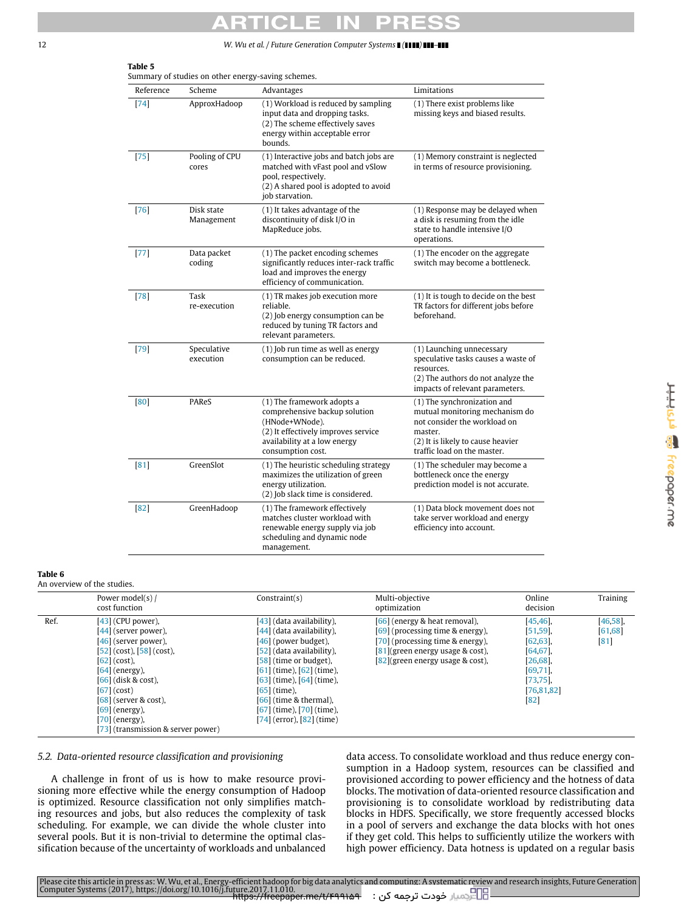**Table 5**
Summary of studies on other energy-saving schemes.

| Reference | Scheme | Advantages | Limitations |
|---|---|---|---|
| [74] | ApproxHadoop | (1) Workload is reduced by sampling input data and dropping tasks. (2) The scheme effectively saves energy within acceptable error bounds. | (1) There exist problems like missing keys and biased results. |
| [75] | Pooling of CPU cores | (1) Interactive jobs and batch jobs are matched with vFast pool and vSlow pool, respectively. (2) A shared pool is adopted to avoid job starvation. | (1) Memory constraint is neglected in terms of resource provisioning. |
| [76] | Disk state Management | (1) It takes advantage of the discontinuity of disk I/O in MapReduce jobs. | (1) Response may be delayed when a disk is resuming from the idle state to handle intensive I/O operations. |
| [77] | Data packet coding | (1) The packet encoding schemes significantly reduces inter-rack traffic load and improves the energy efficiency of communication. | (1) The encoder on the aggregate switch may become a bottleneck. |
| [78] | Task re-execution | (1) TR makes job execution more reliable. (2) Job energy consumption can be reduced by tuning TR factors and relevant parameters. | (1) It is tough to decide on the best TR factors for different jobs before beforehand. |
| [79] | Speculative execution | (1) Job run time as well as energy consumption can be reduced. | (1) Launching unnecessary speculative tasks causes a waste of resources. (2) The authors do not analyze the impacts of relevant parameters. |
| [80] | PAReS | (1) The framework adopts a comprehensive backup solution (HNode+WNode). (2) It effectively improves service availability at a low energy consumption cost. | (1) The synchronization and mutual monitoring mechanism do not consider the workload on master. (2) It is likely to cause heavier traffic load on the master. |
| [81] | GreenSlot | (1) The heuristic scheduling strategy maximizes the utilization of green energy utilization. (2) Job slack time is considered. | (1) The scheduler may become a bottleneck once the energy prediction model is not accurate. |
| [82] | GreenHadoop | (1) The framework effectively matches cluster workload with renewable energy supply via job scheduling and dynamic node management. | (1) Data block movement does not take server workload and energy efficiency into account. |

**Table 6**
An overview of the studies.

| | Power model(s) / cost function | Constraint(s) | Multi-objective optimization | Online decision | Training |
|---|---|---|---|---|---|
| Ref. | [43] (CPU power), [44] (server power), [46] (server power), [52] (cost), [58] (cost), [62] (cost), [64] (energy), [66] (disk & cost), [67] (cost) [68] (server & cost), [69] (energy), [70] (energy), [73] (transmission & server power) | [43] (data availability), [44] (data availability), [46] (power budget), [52] (data availability), [58] (time or budget), [61] (time), [62] (time), [63] (time), [64] (time), [65] (time), [66] (time & thermal), [67] (time), [70] (time), [74] (error), [82] (time) | [66] (energy & heat removal), [69] (processing time & energy), [70] (processing time & energy), [81](green energy usage & cost), [82](green energy usage & cost), | [45,46], [51,59], [62,63], [64,67], [26,68], [69,71], [73,75], [76,81,82] [82] | [46,58], [61,68] [81] |

### 5.2. Data-oriented resource classification and provisioning

A challenge in front of us is how to make resource provisioning more effective while the energy consumption of Hadoop is optimized. Resource classification not only simplifies matching resources and jobs, but also reduces the complexity of task scheduling. For example, we can divide the whole cluster into several pools. But it is non-trivial to determine the optimal classification because of the uncertainty of workloads and unbalanced data access. To consolidate workload and thus reduce energy consumption in a Hadoop system, resources can be classified and provisioned according to power efficiency and the hotness of data blocks. The motivation of data-oriented resource classification and provisioning is to consolidate workload by redistributing data blocks in HDFS. Specifically, we store frequently accessed blocks in a pool of servers and exchange the data blocks with hot ones if they get cold. This helps to sufficiently utilize the workers with high power efficiency. Data hotness is updated on a regular basis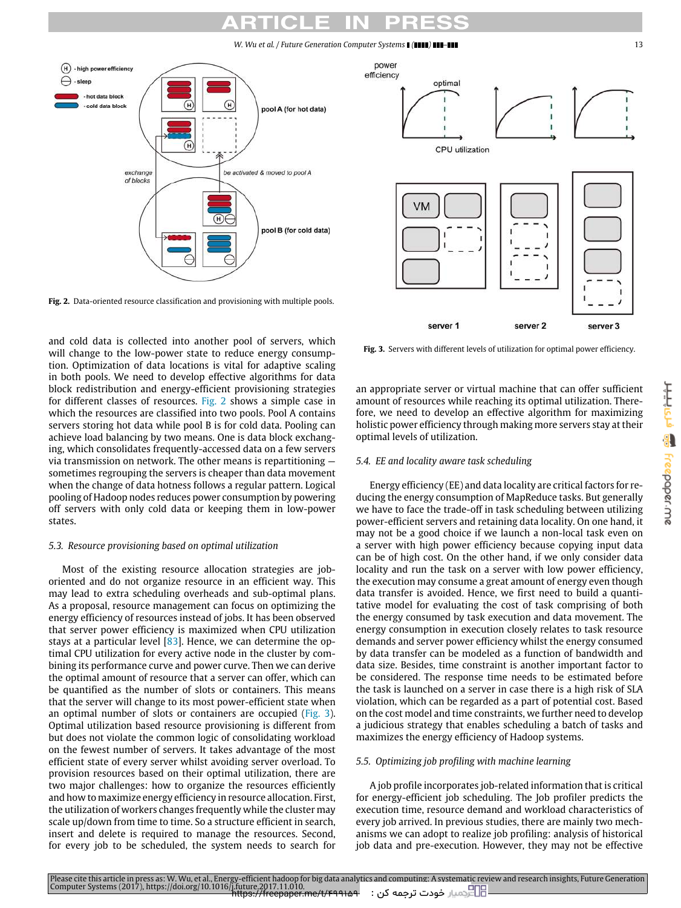Fig. 2. Data-oriented resource classification and provisioning with multiple pools.

Fig. 3. Servers with different levels of utilization for optimal power efficiency.

and cold data is collected into another pool of servers, which will change to the low-power state to reduce energy consumption. Optimization of data locations is vital for adaptive scaling in both pools. We need to develop effective algorithms for data block redistribution and energy-efficient provisioning strategies for different classes of resources. Fig. 2 shows a simple case in which the resources are classified into two pools. Pool A contains servers storing hot data while pool B is for cold data. Pooling can achieve load balancing by two means. One is data block exchanging, which consolidates frequently-accessed data on a few servers via transmission on network. The other means is repartitioning — sometimes regrouping the servers is cheaper than data movement when the change of data hotness follows a regular pattern. Logical pooling of Hadoop nodes reduces power consumption by powering off servers with only cold data or keeping them in low-power states.

### 5.3. Resource provisioning based on optimal utilization

Most of the existing resource allocation strategies are job-oriented and do not organize resource in an efficient way. This may lead to extra scheduling overheads and sub-optimal plans. As a proposal, resource management can focus on optimizing the energy efficiency of resources instead of jobs. It has been observed that server power efficiency is maximized when CPU utilization stays at a particular level [83]. Hence, we can determine the optimal CPU utilization for every active node in the cluster by combining its performance curve and power curve. Then we can derive the optimal amount of resource that a server can offer, which can be quantified as the number of slots or containers. This means that the server will change to its most power-efficient state when an optimal number of slots or containers are occupied (Fig. 3). Optimal utilization based resource provisioning is different from but does not violate the common logic of consolidating workload on the fewest number of servers. It takes advantage of the most efficient state of every server whilst avoiding server overload. To provision resources based on their optimal utilization, there are two major challenges: how to organize the resources efficiently and how to maximize energy efficiency in resource allocation. First, the utilization of workers changes frequently while the cluster may scale up/down from time to time. So a structure efficient in search, insert and delete is required to manage the resources. Second, for every job to be scheduled, the system needs to search for an appropriate server or virtual machine that can offer sufficient amount of resources while reaching its optimal utilization. Therefore, we need to develop an effective algorithm for maximizing holistic power efficiency through making more servers stay at their optimal levels of utilization.

### 5.4. EE and locality aware task scheduling

Energy efficiency (EE) and data locality are critical factors for reducing the energy consumption of MapReduce tasks. But generally we have to face the trade-off in task scheduling between utilizing power-efficient servers and retaining data locality. On one hand, it may not be a good choice if we launch a non-local task even on a server with high power efficiency because copying input data can be of high cost. On the other hand, if we only consider data locality and run the task on a server with low power efficiency, the execution may consume a great amount of energy even though data transfer is avoided. Hence, we first need to build a quantitative model for evaluating the cost of task comprising of both the energy consumed by task execution and data movement. The energy consumption in execution closely relates to task resource demands and server power efficiency whilst the energy consumed by data transfer can be modeled as a function of bandwidth and data size. Besides, time constraint is another important factor to be considered. The response time needs to be estimated before the task is launched on a server in case there is a high risk of SLA violation, which can be regarded as a part of potential cost. Based on the cost model and time constraints, we further need to develop a judicious strategy that enables scheduling a batch of tasks and maximizes the energy efficiency of Hadoop systems.

### 5.5. Optimizing job profiling with machine learning

A job profile incorporates job-related information that is critical for energy-efficient job scheduling. The Job profiler predicts the execution time, resource demand and workload characteristics of every job arrived. In previous studies, there are mainly two mechanisms we can adopt to realize job profiling: analysis of historical job data and pre-execution. However, they may not be effective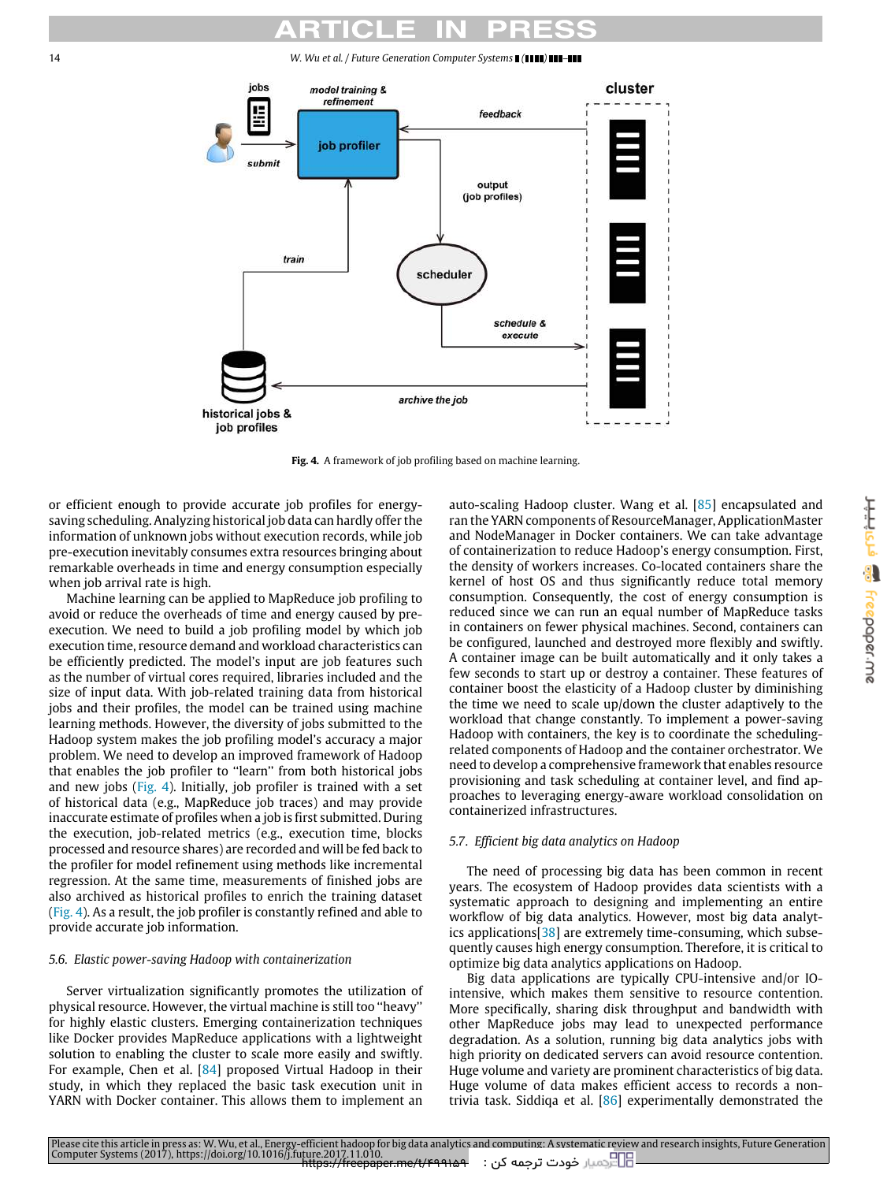Fig. 4. A framework of job profiling based on machine learning.

or efficient enough to provide accurate job profiles for energy-saving scheduling. Analyzing historical job data can hardly offer the information of unknown jobs without execution records, while job pre-execution inevitably consumes extra resources bringing about remarkable overheads in time and energy consumption especially when job arrival rate is high.

Machine learning can be applied to MapReduce job profiling to avoid or reduce the overheads of time and energy caused by pre-execution. We need to build a job profiling model by which job execution time, resource demand and workload characteristics can be efficiently predicted. The model's input are job features such as the number of virtual cores required, libraries included and the size of input data. With job-related training data from historical jobs and their profiles, the model can be trained using machine learning methods. However, the diversity of jobs submitted to the Hadoop system makes the job profiling model's accuracy a major problem. We need to develop an improved framework of Hadoop that enables the job profiler to "learn" from both historical jobs and new jobs (Fig. 4). Initially, job profiler is trained with a set of historical data (e.g., MapReduce job traces) and may provide inaccurate estimate of profiles when a job is first submitted. During the execution, job-related metrics (e.g., execution time, blocks processed and resource shares) are recorded and will be fed back to the profiler for model refinement using methods like incremental regression. At the same time, measurements of finished jobs are also archived as historical profiles to enrich the training dataset (Fig. 4). As a result, the job profiler is constantly refined and able to provide accurate job information.

### 5.6. Elastic power-saving Hadoop with containerization

Server virtualization significantly promotes the utilization of physical resource. However, the virtual machine is still too "heavy" for highly elastic clusters. Emerging containerization techniques like Docker provides MapReduce applications with a lightweight solution to enabling the cluster to scale more easily and swiftly. For example, Chen et al. [84] proposed Virtual Hadoop in their study, in which they replaced the basic task execution unit in YARN with Docker container. This allows them to implement an auto-scaling Hadoop cluster. Wang et al. [85] encapsulated and ran the YARN components of ResourceManager, ApplicationMaster and NodeManager in Docker containers. We can take advantage of containerization to reduce Hadoop's energy consumption. First, the density of workers increases. Co-located containers share the kernel of host OS and thus significantly reduce total memory consumption. Consequently, the cost of energy consumption is reduced since we can run an equal number of MapReduce tasks in containers on fewer physical machines. Second, containers can be configured, launched and destroyed more flexibly and swiftly. A container image can be built automatically and it only takes a few seconds to start up or destroy a container. These features of container boost the elasticity of a Hadoop cluster by diminishing the time we need to scale up/down the cluster adaptively to the workload that change constantly. To implement a power-saving Hadoop with containers, the key is to coordinate the scheduling-related components of Hadoop and the container orchestrator. We need to develop a comprehensive framework that enables resource provisioning and task scheduling at container level, and find approaches to leveraging energy-aware workload consolidation on containerized infrastructures.

### 5.7. Efficient big data analytics on Hadoop

The need of processing big data has been common in recent years. The ecosystem of Hadoop provides data scientists with a systematic approach to designing and implementing an entire workflow of big data analytics. However, most big data analytics applications[38] are extremely time-consuming, which subsequently causes high energy consumption. Therefore, it is critical to optimize big data analytics applications on Hadoop.

Big data applications are typically CPU-intensive and/or IO-intensive, which makes them sensitive to resource contention. More specifically, sharing disk throughput and bandwidth with other MapReduce jobs may lead to unexpected performance degradation. As a solution, running big data analytics jobs with high priority on dedicated servers can avoid resource contention. Huge volume and variety are prominent characteristics of big data. Huge volume of data makes efficient access to records a non-trivia task. Siddiqa et al. [86] experimentally demonstrated the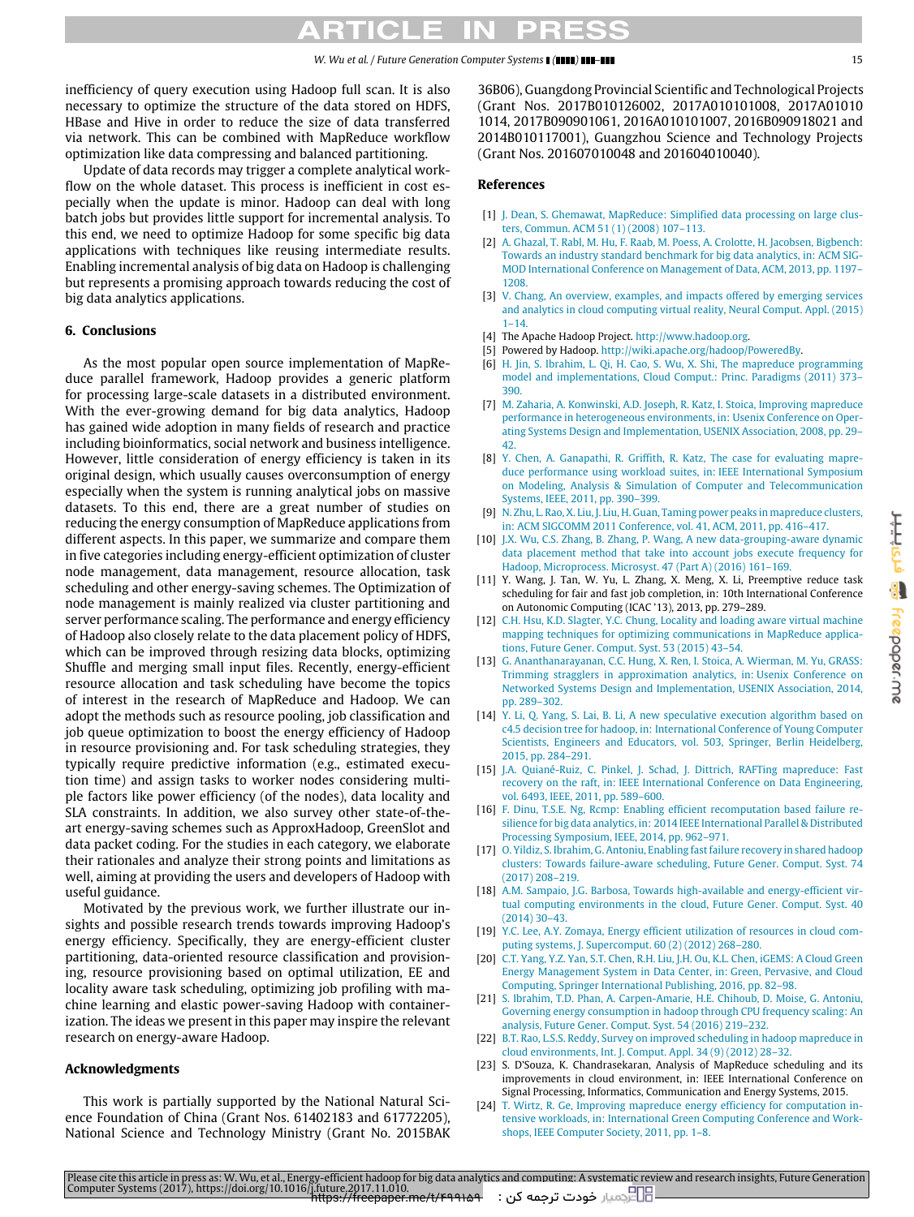inefficiency of query execution using Hadoop full scan. It is also necessary to optimize the structure of the data stored on HDFS, HBase and Hive in order to reduce the size of data transferred via network. This can be combined with MapReduce workflow optimization like data compressing and balanced partitioning.

Update of data records may trigger a complete analytical workflow on the whole dataset. This process is inefficient in cost especially when the update is minor. Hadoop can deal with long batch jobs but provides little support for incremental analysis. To this end, we need to optimize Hadoop for some specific big data applications with techniques like reusing intermediate results. Enabling incremental analysis of big data on Hadoop is challenging but represents a promising approach towards reducing the cost of big data analytics applications.

## 6. Conclusions

As the most popular open source implementation of MapReduce parallel framework, Hadoop provides a generic platform for processing large-scale datasets in a distributed environment. With the ever-growing demand for big data analytics, Hadoop has gained wide adoption in many fields of research and practice including bioinformatics, social network and business intelligence. However, little consideration of energy efficiency is taken in its original design, which usually causes overconsumption of energy especially when the system is running analytical jobs on massive datasets. To this end, there are a great number of studies on reducing the energy consumption of MapReduce applications from different aspects. In this paper, we summarize and compare them in five categories including energy-efficient optimization of cluster node management, data management, resource allocation, task scheduling and other energy-saving schemes. The Optimization of node management is mainly realized via cluster partitioning and server performance scaling. The performance and energy efficiency of Hadoop also closely relate to the data placement policy of HDFS, which can be improved through resizing data blocks, optimizing Shuffle and merging small input files. Recently, energy-efficient resource allocation and task scheduling have become the topics of interest in the research of MapReduce and Hadoop. We can adopt the methods such as resource pooling, job classification and job queue optimization to boost the energy efficiency of Hadoop in resource provisioning and. For task scheduling strategies, they typically require predictive information (e.g., estimated execution time) and assign tasks to worker nodes considering multiple factors like power efficiency (of the nodes), data locality and SLA constraints. In addition, we also survey other state-of-the-art energy-saving schemes such as ApproxHadoop, GreenSlot and data packet coding. For the studies in each category, we elaborate their rationales and analyze their strong points and limitations as well, aiming at providing the users and developers of Hadoop with useful guidance.

Motivated by the previous work, we further illustrate our insights and possible research trends towards improving Hadoop's energy efficiency. Specifically, they are energy-efficient cluster partitioning, data-oriented resource classification and provisioning, resource provisioning based on optimal utilization, EE and locality aware task scheduling, optimizing job profiling with machine learning and elastic power-saving Hadoop with containerization. The ideas we present in this paper may inspire the relevant research on energy-aware Hadoop.

## Acknowledgments

This work is partially supported by the National Natural Science Foundation of China (Grant Nos. 61402183 and 61772205), National Science and Technology Ministry (Grant No. 2015BAK36B06), Guangdong Provincial Scientific and Technological Projects (Grant Nos. 2017B010126002, 2017A010101008, 2017A010101014, 2017B090901061, 2016A010101007, 2016B090918021 and 2014B010117001), Guangzhou Science and Technology Projects (Grant Nos. 201607010048 and 201604010040).

## References

[1] J. Dean, S. Ghemawat, MapReduce: Simplified data processing on large clusters, Commun. ACM 51 (1) (2008) 107–113.

[2] A. Ghazal, T. Rabl, M. Hu, F. Raab, M. Poess, A. Crolotte, H. Jacobsen, Bigbench: Towards an industry standard benchmark for big data analytics, in: ACM SIGMOD International Conference on Management of Data, ACM, 2013, pp. 1197–1208.

[3] V. Chang, An overview, examples, and impacts offered by emerging services and analytics in cloud computing virtual reality, Neural Comput. Appl. (2015) 1–14.

[4] The Apache Hadoop Project. http://www.hadoop.org.

[5] Powered by Hadoop. http://wiki.apache.org/hadoop/PoweredBy.

[6] H. Jin, S. Ibrahim, L. Qi, H. Cao, S. Wu, X. Shi, The mapreduce programming model and implementations, Cloud Comput.: Princ. Paradigms (2011) 373–390.

[7] M. Zaharia, A. Konwinski, A.D. Joseph, R. Katz, I. Stoica, Improving mapreduce performance in heterogeneous environments, in: Usenix Conference on Operating Systems Design and Implementation, USENIX Association, 2008, pp. 29–42.

[8] Y. Chen, A. Ganapathi, R. Griffith, R. Katz, The case for evaluating mapreduce performance using workload suites, in: IEEE International Symposium on Modeling, Analysis & Simulation of Computer and Telecommunication Systems, IEEE, 2011, pp. 390–399.

[9] N. Zhu, L. Rao, X. Liu, J. Liu, H. Guan, Taming power peaks in mapreduce clusters, in: ACM SIGCOMM 2011 Conference, vol. 41, ACM, 2011, pp. 416–417.

[10] J.X. Wu, C.S. Zhang, B. Zhang, P. Wang, A new data-grouping-aware dynamic data placement method that take into account jobs execute frequency for Hadoop, Microprocess. Microsyst. 47 (Part A) (2016) 161–169.

[11] Y. Wang, J. Tan, W. Yu, L. Zhang, X. Meng, X. Li, Preemptive reduce task scheduling for fair and fast job completion, in: 10th International Conference on Autonomic Computing (ICAC '13), 2013, pp. 279–289.

[12] C.H. Hsu, K.D. Slagter, Y.C. Chung, Locality and loading aware virtual machine mapping techniques for optimizing communications in MapReduce applications, Future Gener. Comput. Syst. 53 (2015) 43–54.

[13] G. Ananthanarayanan, C.C. Hung, X. Ren, I. Stoica, A. Wierman, M. Yu, GRASS: Trimming stragglers in approximation analytics, in: Usenix Conference on Networked Systems Design and Implementation, USENIX Association, 2014, pp. 289–302.

[14] Y. Li, Q. Yang, S. Lai, B. Li, A new speculative execution algorithm based on c4.5 decision tree for hadoop, in: International Conference of Young Computer Scientists, Engineers and Educators, vol. 503, Springer, Berlin Heidelberg, 2015, pp. 284–291.

[15] J.A. Quiané-Ruiz, C. Pinkel, J. Schad, J. Dittrich, RAFTing mapreduce: Fast recovery on the raft, in: IEEE International Conference on Data Engineering, vol. 6493, IEEE, 2011, pp. 589–600.

[16] F. Dinu, T.S.E. Ng, Rcmp: Enabling efficient recomputation based failure resilience for big data analytics, in: 2014 IEEE International Parallel & Distributed Processing Symposium, IEEE, 2014, pp. 962–971.

[17] O. Yildiz, S. Ibrahim, G. Antoniu, Enabling fast failure recovery in shared hadoop clusters: Towards failure-aware scheduling, Future Gener. Comput. Syst. 74 (2017) 208–219.

[18] A.M. Sampaio, J.G. Barbosa, Towards high-available and energy-efficient virtual computing environments in the cloud, Future Gener. Comput. Syst. 40 (2014) 30–43.

[19] Y.C. Lee, A.Y. Zomaya, Energy efficient utilization of resources in cloud computing systems, J. Supercomput. 60 (2) (2012) 268–280.

[20] C.T. Yang, Y.Z. Yan, S.T. Chen, R.H. Liu, J.H. Ou, K.L. Chen, iGEMS: A Cloud Green Energy Management System in Data Center, in: Green, Pervasive, and Cloud Computing, Springer International Publishing, 2016, pp. 82–98.

[21] S. Ibrahim, T.D. Phan, A. Carpen-Amarie, H.E. Chihoub, D. Moise, G. Antoniu, Governing energy consumption in hadoop through CPU frequency scaling: An analysis, Future Gener. Comput. Syst. 54 (2016) 219–232.

[22] B.T. Rao, L.S.S. Reddy, Survey on improved scheduling in hadoop mapreduce in cloud environments, Int. J. Comput. Appl. 34 (9) (2012) 28–32.

[23] S. D'Souza, K. Chandrasekaran, Analysis of MapReduce scheduling and its improvements in cloud environment, in: IEEE International Conference on Signal Processing, Informatics, Communication and Energy Systems, 2015.

[24] T. Wirtz, R. Ge, Improving mapreduce energy efficiency for computation intensive workloads, in: International Green Computing Conference and Workshops, IEEE Computer Society, 2011, pp. 1–8.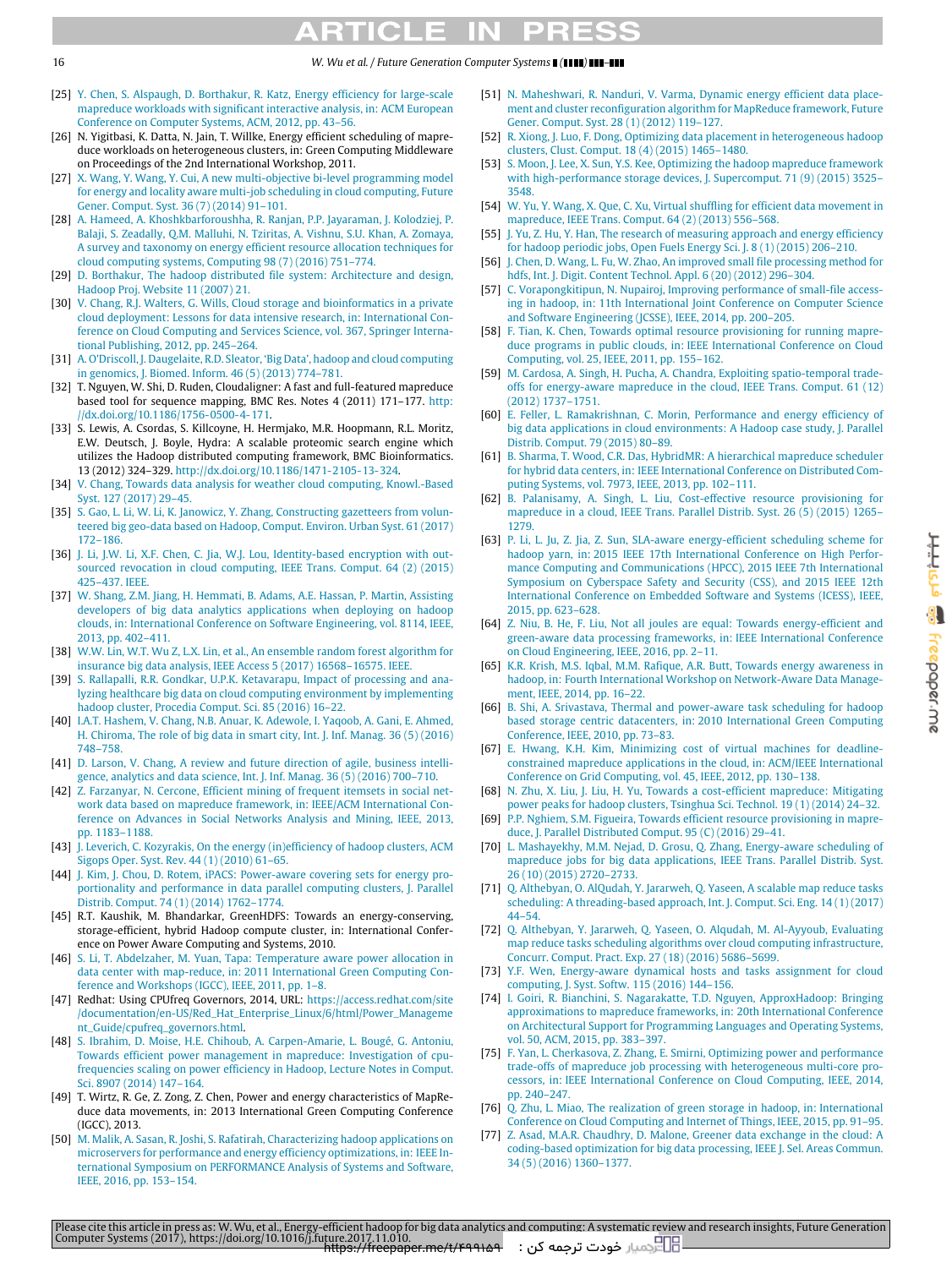[25] Y. Chen, S. Alspaugh, D. Borthakur, R. Katz, Energy efficiency for large-scale mapreduce workloads with significant interactive analysis, in: ACM European Conference on Computer Systems, ACM, 2012, pp. 43–56.

[26] N. Yigitbasi, K. Datta, N. Jain, T. Willke, Energy efficient scheduling of mapreduce workloads on heterogeneous clusters, in: Green Computing Middleware on Proceedings of the 2nd International Workshop, 2011.

[27] X. Wang, Y. Wang, Y. Cui, A new multi-objective bi-level programming model for energy and locality aware multi-job scheduling in cloud computing, Future Gener. Comput. Syst. 36 (7) (2014) 91–101.

[28] A. Hameed, A. Khoshkbarforoushha, R. Ranjan, P.P. Jayaraman, J. Kolodziej, P. Balaji, S. Zeadally, Q.M. Malluhi, N. Tziritas, A. Vishnu, S.U. Khan, A. Zomaya, A survey and taxonomy on energy efficient resource allocation techniques for cloud computing systems, Computing 98 (7) (2016) 751–774.

[29] D. Borthakur, The hadoop distributed file system: Architecture and design, Hadoop Proj. Website 11 (2007) 21.

[30] V. Chang, R.J. Walters, G. Wills, Cloud storage and bioinformatics in a private cloud deployment: Lessons for data intensive research, in: International Conference on Cloud Computing and Services Science, vol. 367, Springer International Publishing, 2012, pp. 245–264.

[31] A. O'Driscoll, J. Daugelaite, R.D. Sleator, 'Big Data', hadoop and cloud computing in genomics, J. Biomed. Inform. 46 (5) (2013) 774–781.

[32] T. Nguyen, W. Shi, D. Ruden, Cloudaligner: A fast and full-featured mapreduce based tool for sequence mapping, BMC Res. Notes 4 (2011) 171–177. http://dx.doi.org/10.1186/1756-0500-4-171.

[33] S. Lewis, A. Csordas, S. Killcoyne, H. Hermjako, M.R. Hoopmann, R.L. Moritz, E.W. Deutsch, J. Boyle, Hydra: A scalable proteomic search engine which utilizes the Hadoop distributed computing framework, BMC Bioinformatics. 13 (2012) 324–329. http://dx.doi.org/10.1186/1471-2105-13-324.

[34] V. Chang, Towards data analysis for weather cloud computing, Knowl.-Based Syst. 127 (2017) 29–45.

[35] S. Gao, L. Li, W. Li, K. Janowicz, Y. Zhang, Constructing gazetteers from volunteered big geo-data based on Hadoop, Comput. Environ. Urban Syst. 61 (2017) 172–186.

[36] J. Li, J.W. Li, X.F. Chen, C. Jia, W.J. Lou, Identity-based encryption with outsourced revocation in cloud computing, IEEE Trans. Comput. 64 (2) (2015) 425–437. IEEE.

[37] W. Shang, Z.M. Jiang, H. Hemmati, B. Adams, A.E. Hassan, P. Martin, Assisting developers of big data analytics applications when deploying on hadoop clouds, in: International Conference on Software Engineering, vol. 8114, IEEE, 2013, pp. 402–411.

[38] W.W. Lin, W.T. Wu Z, L.X. Lin, et al., An ensemble random forest algorithm for insurance big data analysis, IEEE Access 5 (2017) 16568–16575. IEEE.

[39] S. Rallapalli, R.R. Gondkar, U.P.K. Ketavarapu, Impact of processing and analyzing healthcare big data on cloud computing environment by implementing hadoop cluster, Procedia Comput. Sci. 85 (2016) 16–22.

[40] I.A.T. Hashem, V. Chang, N.B. Anuar, K. Adewole, I. Yaqoob, A. Gani, E. Ahmed, H. Chiroma, The role of big data in smart city, Int. J. Inf. Manag. 36 (5) (2016) 748–758.

[41] D. Larson, V. Chang, A review and future direction of agile, business intelligence, analytics and data science, Int. J. Inf. Manag. 36 (5) (2016) 700–710.

[42] Z. Farzanyar, N. Cercone, Efficient mining of frequent itemsets in social network data based on mapreduce framework, in: IEEE/ACM International Conference on Advances in Social Networks Analysis and Mining, IEEE, 2013, pp. 1183–1188.

[43] J. Leverich, C. Kozyrakis, On the energy (in)efficiency of hadoop clusters, ACM Sigops Oper. Syst. Rev. 44 (1) (2010) 61–65.

[44] J. Kim, J. Chou, D. Rotem, iPACS: Power-aware covering sets for energy proportionality and performance in data parallel computing clusters, J. Parallel Distrib. Comput. 74 (1) (2014) 1762–1774.

[45] R.T. Kaushik, M. Bhandarkar, GreenHDFS: Towards an energy-conserving, storage-efficient, hybrid Hadoop compute cluster, in: International Conference on Power Aware Computing and Systems, 2010.

[46] S. Li, T. Abdelzaher, M. Yuan, Tapa: Temperature aware power allocation in data center with map-reduce, in: 2011 International Green Computing Conference and Workshops (IGCC), IEEE, 2011, pp. 1–8.

[47] Redhat: Using CPUfreq Governors, 2014, URL: https://access.redhat.com/site/documentation/en-US/Red_Hat_Enterprise_Linux/6/html/Power_Management_Guide/cpufreq_governors.html.

[48] S. Ibrahim, D. Moise, H.E. Chihoub, A. Carpen-Amarie, L. Bougé, G. Antoniu, Towards efficient power management in mapreduce: Investigation of cpu-frequencies scaling on power efficiency in Hadoop, Lecture Notes in Comput. Sci. 8907 (2014) 147–164.

[49] T. Wirtz, R. Ge, Z. Zong, Z. Chen, Power and energy characteristics of MapReduce data movements, in: 2013 International Green Computing Conference (IGCC), 2013.

[50] M. Malik, A. Sasan, R. Joshi, S. Rafatirah, Characterizing hadoop applications on microservers for performance and energy efficiency optimizations, in: IEEE International Symposium on PERFORMANCE Analysis of Systems and Software, IEEE, 2016, pp. 153–154.

[51] N. Maheshwari, R. Nanduri, V. Varma, Dynamic energy efficient data placement and cluster reconfiguration algorithm for MapReduce framework, Future Gener. Comput. Syst. 28 (1) (2012) 119–127.

[52] R. Xiong, J. Luo, F. Dong, Optimizing data placement in heterogeneous hadoop clusters, Clust. Comput. 18 (4) (2015) 1465–1480.

[53] S. Moon, J. Lee, X. Sun, Y.S. Kee, Optimizing the hadoop mapreduce framework with high-performance storage devices, J. Supercomput. 71 (9) (2015) 3525–3548.

[54] W. Yu, Y. Wang, X. Que, C. Xu, Virtual shuffling for efficient data movement in mapreduce, IEEE Trans. Comput. 64 (2) (2013) 556–568.

[55] J. Yu, Z. Hu, Y. Han, The research of measuring approach and energy efficiency for hadoop periodic jobs, Open Fuels Energy Sci. J. 8 (1) (2015) 206–210.

[56] J. Chen, D. Wang, L. Fu, W. Zhao, An improved small file processing method for hdfs, Int. J. Digit. Content Technol. Appl. 6 (20) (2012) 296–304.

[57] C. Vorapongkitipun, N. Nupairoj, Improving performance of small-file accessing in hadoop, in: 11th International Joint Conference on Computer Science and Software Engineering (JCSSE), IEEE, 2014, pp. 200–205.

[58] F. Tian, K. Chen, Towards optimal resource provisioning for running mapreduce programs in public clouds, in: IEEE International Conference on Cloud Computing, vol. 25, IEEE, 2011, pp. 155–162.

[59] M. Cardosa, A. Singh, H. Pucha, A. Chandra, Exploiting spatio-temporal tradeoffs for energy-aware mapreduce in the cloud, IEEE Trans. Comput. 61 (12) (2012) 1737–1751.

[60] E. Feller, L. Ramakrishnan, C. Morin, Performance and energy efficiency of big data applications in cloud environments: A Hadoop case study, J. Parallel Distrib. Comput. 79 (2015) 80–89.

[61] B. Sharma, T. Wood, C.R. Das, HybridMR: A hierarchical mapreduce scheduler for hybrid data centers, in: IEEE International Conference on Distributed Computing Systems, vol. 7973, IEEE, 2013, pp. 102–111.

[62] B. Palanisamy, A. Singh, L. Liu, Cost-effective resource provisioning for mapreduce in a cloud, IEEE Trans. Parallel Distrib. Syst. 26 (5) (2015) 1265–1279.

[63] P. Li, L. Ju, Z. Jia, Z. Sun, SLA-aware energy-efficient scheduling scheme for hadoop yarn, in: 2015 IEEE 17th International Conference on High Performance Computing and Communications (HPCC), 2015 IEEE 7th International Symposium on Cyberspace Safety and Security (CSS), and 2015 IEEE 12th International Conference on Embedded Software and Systems (ICESS), IEEE, 2015, pp. 623–628.

[64] Z. Niu, B. He, F. Liu, Not all joules are equal: Towards energy-efficient and green-aware data processing frameworks, in: IEEE International Conference on Cloud Engineering, IEEE, 2016, pp. 2–11.

[65] K.R. Krish, M.S. Iqbal, M.M. Rafique, A.R. Butt, Towards energy awareness in hadoop, in: Fourth International Workshop on Network-Aware Data Management, IEEE, 2014, pp. 16–22.

[66] B. Shi, A. Srivastava, Thermal and power-aware task scheduling for hadoop based storage centric datacenters, in: 2010 International Green Computing Conference, IEEE, 2010, pp. 73–83.

[67] E. Hwang, K.H. Kim, Minimizing cost of virtual machines for deadline-constrained mapreduce applications in the cloud, in: ACM/IEEE International Conference on Grid Computing, vol. 45, IEEE, 2012, pp. 130–138.

[68] N. Zhu, X. Liu, J. Liu, H. Yu, Towards a cost-efficient mapreduce: Mitigating power peaks for hadoop clusters, Tsinghua Sci. Technol. 19 (1) (2014) 24–32.

[69] P.P. Nghiem, S.M. Figueira, Towards efficient resource provisioning in mapreduce, J. Parallel Distributed Comput. 95 (C) (2016) 29–41.

[70] L. Mashayekhy, M.M. Nejad, D. Grosu, Q. Zhang, Energy-aware scheduling of mapreduce jobs for big data applications, IEEE Trans. Parallel Distrib. Syst. 26 (10) (2015) 2720–2733.

[71] Q. Althebyan, O. AlQudah, Y. Jararweh, Q. Yaseen, A scalable map reduce tasks scheduling: A threading-based approach, Int. J. Comput. Sci. Eng. 14 (1) (2017) 44–54.

[72] Q. Althebyan, Y. Jararweh, Q. Yaseen, O. Alqudah, M. Al-Ayyoub, Evaluating map reduce tasks scheduling algorithms over cloud computing infrastructure, Concurr. Comput. Pract. Exp. 27 (18) (2016) 5686–5699.

[73] Y.F. Wen, Energy-aware dynamical hosts and tasks assignment for cloud computing, J. Syst. Softw. 115 (2016) 144–156.

[74] I. Goiri, R. Bianchini, S. Nagarakatte, T.D. Nguyen, ApproxHadoop: Bringing approximations to mapreduce frameworks, in: 20th International Conference on Architectural Support for Programming Languages and Operating Systems, vol. 50, ACM, 2015, pp. 383–397.

[75] F. Yan, L. Cherkasova, Z. Zhang, E. Smirni, Optimizing power and performance trade-offs of mapreduce job processing with heterogeneous multi-core processors, in: IEEE International Conference on Cloud Computing, IEEE, 2014, pp. 240–247.

[76] Q. Zhu, L. Miao, The realization of green storage in hadoop, in: International Conference on Cloud Computing and Internet of Things, IEEE, 2015, pp. 91–95.

[77] Z. Asad, M.A.R. Chaudhry, D. Malone, Greener data exchange in the cloud: A coding-based optimization for big data processing, IEEE J. Sel. Areas Commun. 34 (5) (2016) 1360–1377.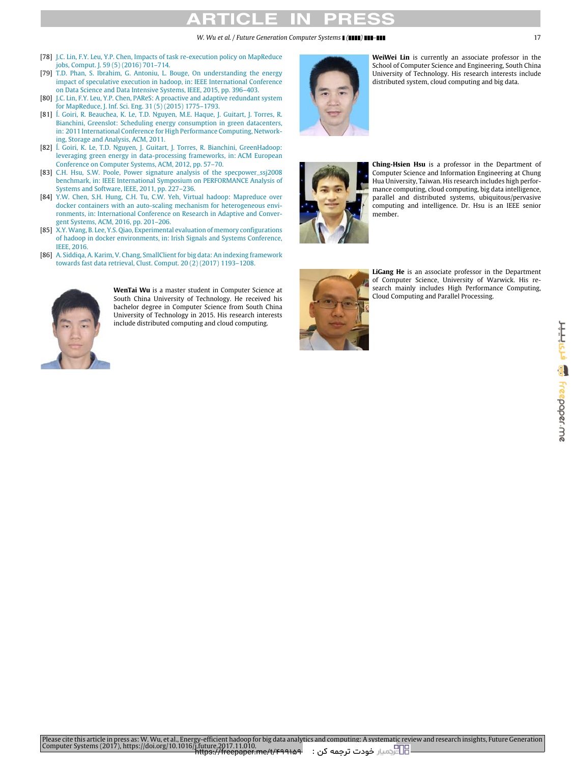[78] J.C. Lin, F.Y. Leu, Y.P. Chen, Impacts of task re-execution policy on MapReduce jobs, Comput. J. 59 (5) (2016) 701–714.

[79] T.D. Phan, S. Ibrahim, G. Antoniu, L. Bouge, On understanding the energy impact of speculative execution in hadoop, in: IEEE International Conference on Data Science and Data Intensive Systems, IEEE, 2015, pp. 396–403.

[80] J.C. Lin, F.Y. Leu, Y.P. Chen, PAReS: A proactive and adaptive redundant system for MapReduce, J. Inf. Sci. Eng. 31 (5) (2015) 1775–1793.

[81] Í. Goiri, R. Beauchea, K. Le, T.D. Nguyen, M.E. Haque, J. Guitart, J. Torres, R. Bianchini, Greenslot: Scheduling energy consumption in green datacenters, in: 2011 International Conference for High Performance Computing, Networking, Storage and Analysis, ACM, 2011.

[82] Í. Goiri, K. Le, T.D. Nguyen, J. Guitart, J. Torres, R. Bianchini, GreenHadoop: leveraging green energy in data-processing frameworks, in: ACM European Conference on Computer Systems, ACM, 2012, pp. 57–70.

[83] C.H. Hsu, S.W. Poole, Power signature analysis of the specpower_ssj2008 benchmark, in: IEEE International Symposium on PERFORMANCE Analysis of Systems and Software, IEEE, 2011, pp. 227–236.

[84] Y.W. Chen, S.H. Hung, C.H. Tu, C.W. Yeh, Virtual hadoop: Mapreduce over docker containers with an auto-scaling mechanism for heterogeneous environments, in: International Conference on Research in Adaptive and Convergent Systems, ACM, 2016, pp. 201–206.

[85] X.Y. Wang, B. Lee, Y.S. Qiao, Experimental evaluation of memory configurations of hadoop in docker environments, in: Irish Signals and Systems Conference, IEEE, 2016.

[86] A. Siddiqa, A. Karim, V. Chang, SmallClient for big data: An indexing framework towards fast data retrieval, Clust. Comput. 20 (2) (2017) 1193–1208.

**WenTai Wu** is a master student in Computer Science at South China University of Technology. He received his bachelor degree in Computer Science from South China University of Technology in 2015. His research interests include distributed computing and cloud computing.

**WeiWei Lin** is currently an associate professor in the School of Computer Science and Engineering, South China University of Technology. His research interests include distributed system, cloud computing and big data.

**Ching-Hsien Hsu** is a professor in the Department of Computer Science and Information Engineering at Chung Hua University, Taiwan. His research includes high performance computing, cloud computing, big data intelligence, parallel and distributed systems, ubiquitous/pervasive computing and intelligence. Dr. Hsu is an IEEE senior member.

**LiGang He** is an associate professor in the Department of Computer Science, University of Warwick. His research mainly includes High Performance Computing, Cloud Computing and Parallel Processing.